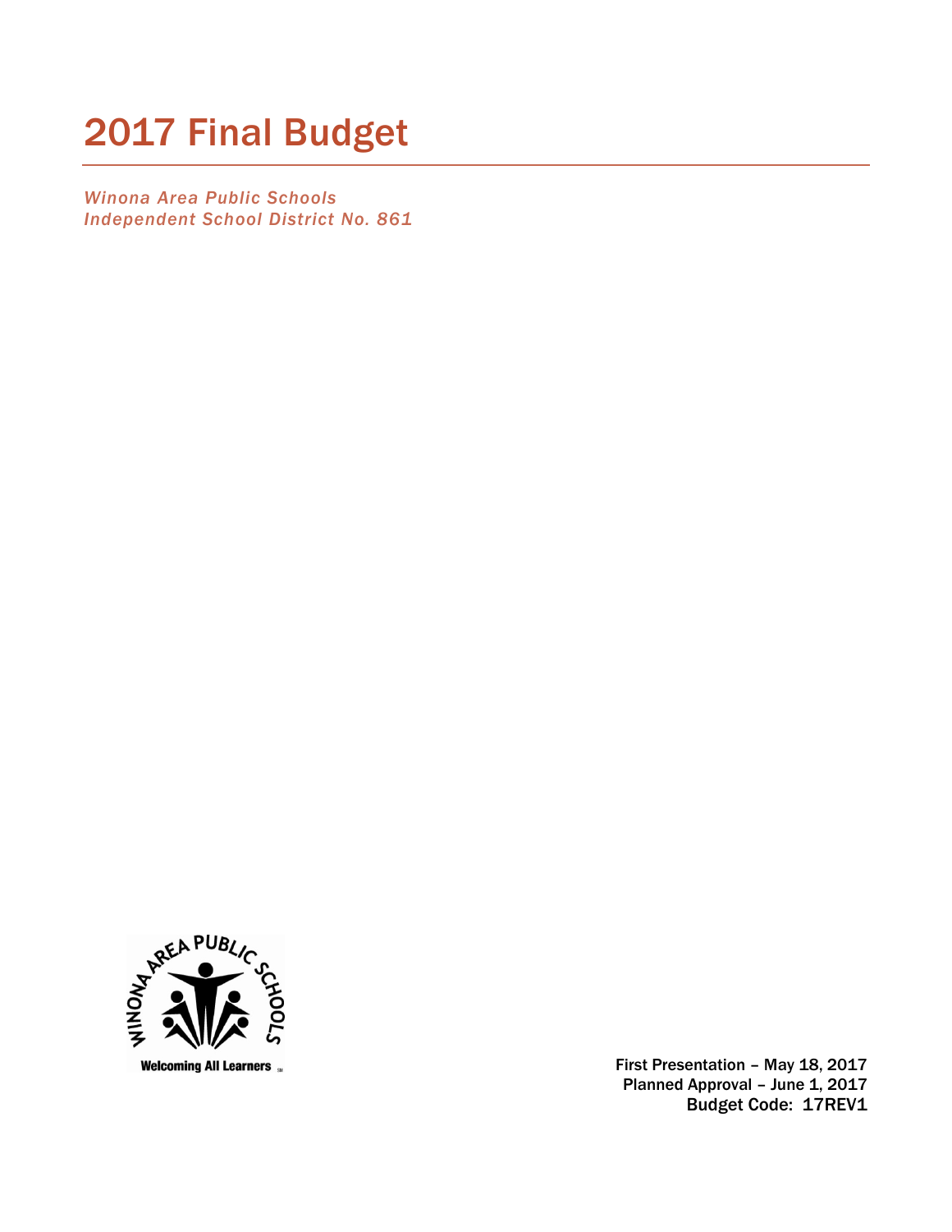# 2017 Final Budget

*Winona Area Public Schools*
*Independent School District No. 861*

WINONA AREA PUBLIC SCHOOLS

Welcoming All Learners

First Presentation – May 18, 2017
Planned Approval – June 1, 2017
Budget Code: 17REV1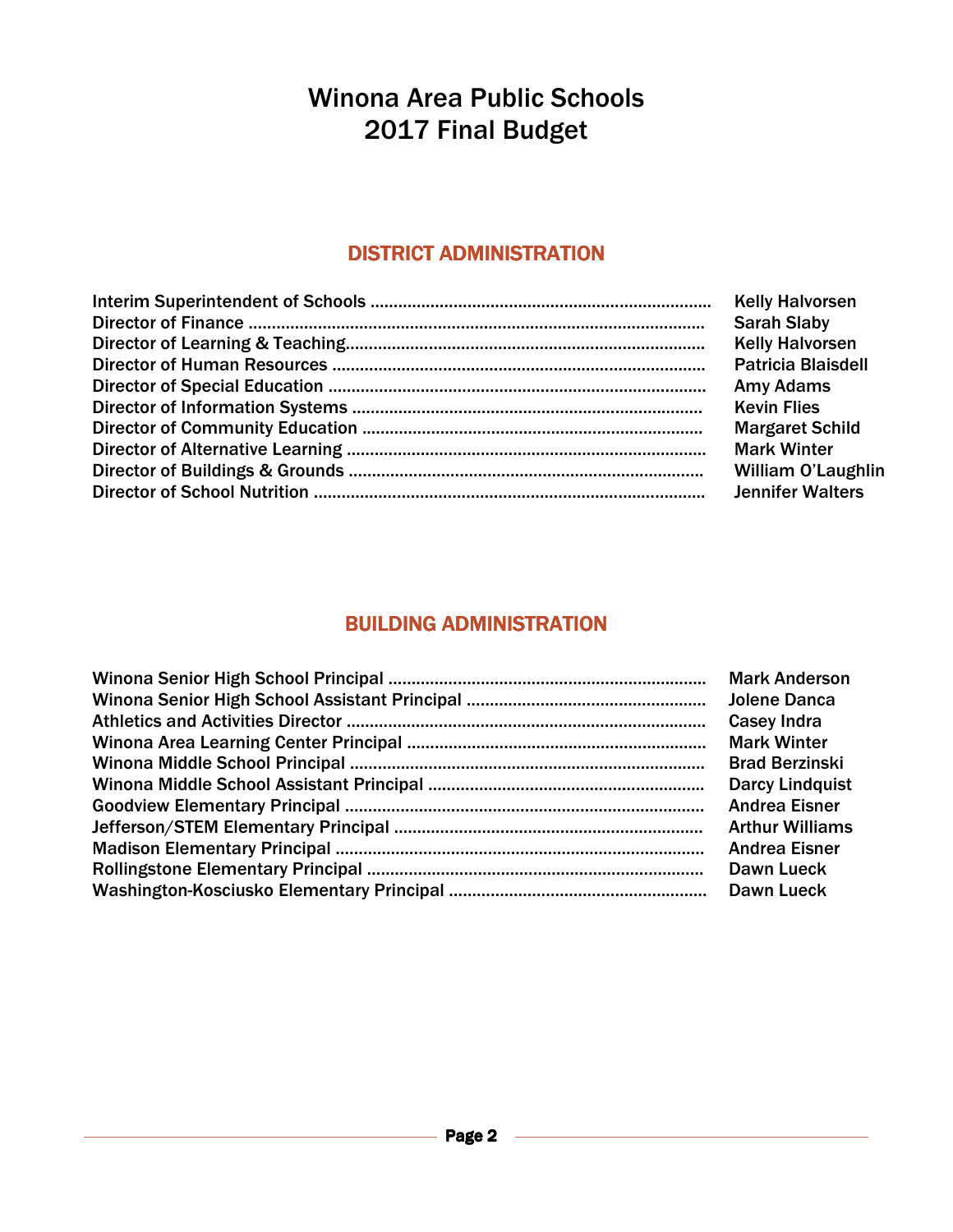# Winona Area Public Schools
# 2017 Final Budget

## DISTRICT ADMINISTRATION

| | |
|---|---|
| Interim Superintendent of Schools | Kelly Halvorsen |
| Director of Finance | Sarah Slaby |
| Director of Learning & Teaching | Kelly Halvorsen |
| Director of Human Resources | Patricia Blaisdell |
| Director of Special Education | Amy Adams |
| Director of Information Systems | Kevin Flies |
| Director of Community Education | Margaret Schild |
| Director of Alternative Learning | Mark Winter |
| Director of Buildings & Grounds | William O'Laughlin |
| Director of School Nutrition | Jennifer Walters |

## BUILDING ADMINISTRATION

| | |
|---|---|
| Winona Senior High School Principal | Mark Anderson |
| Winona Senior High School Assistant Principal | Jolene Danca |
| Athletics and Activities Director | Casey Indra |
| Winona Area Learning Center Principal | Mark Winter |
| Winona Middle School Principal | Brad Berzinski |
| Winona Middle School Assistant Principal | Darcy Lindquist |
| Goodview Elementary Principal | Andrea Eisner |
| Jefferson/STEM Elementary Principal | Arthur Williams |
| Madison Elementary Principal | Andrea Eisner |
| Rollingstone Elementary Principal | Dawn Lueck |
| Washington-Kosciusko Elementary Principal | Dawn Lueck |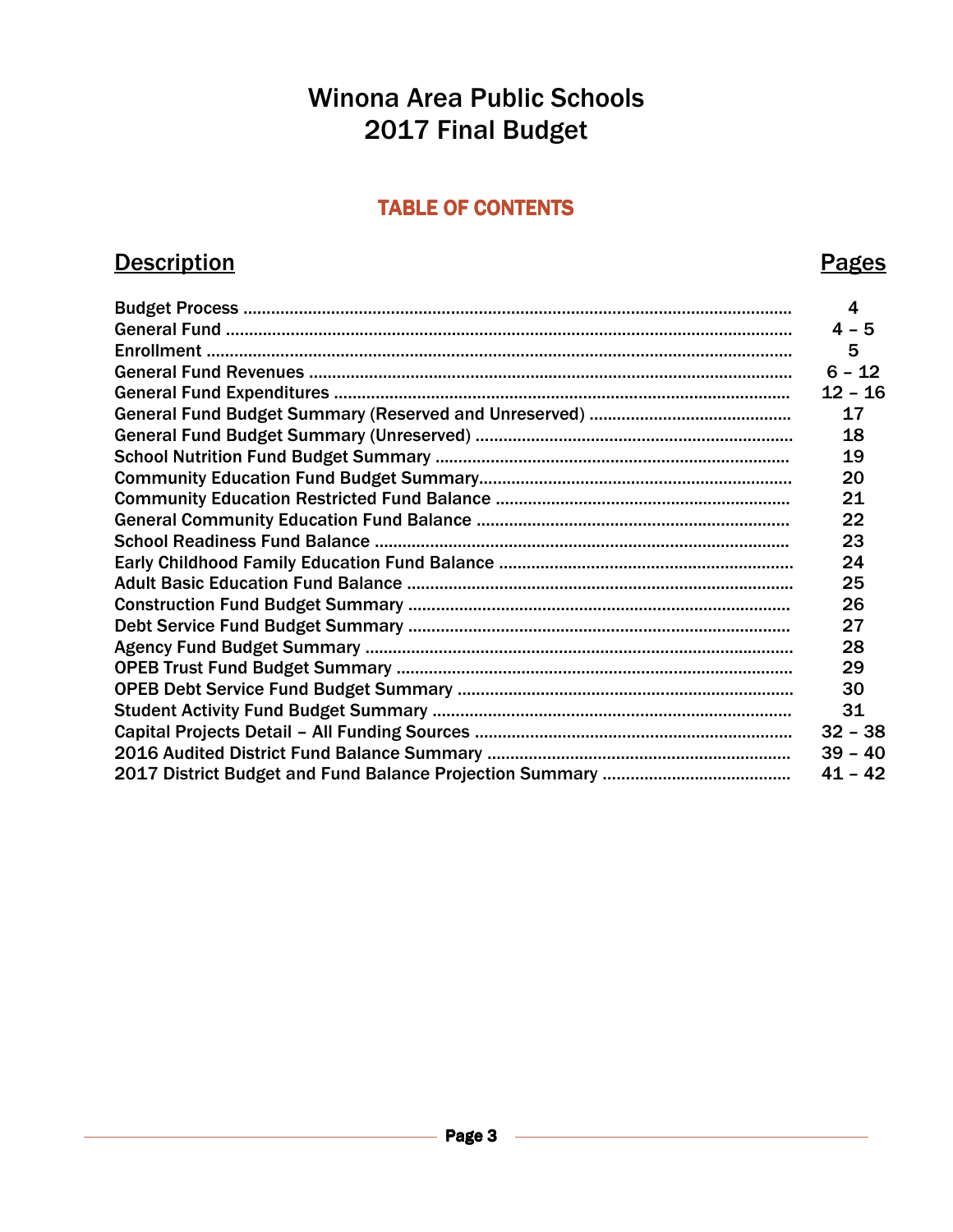# Winona Area Public Schools
# 2017 Final Budget

## TABLE OF CONTENTS

| Description | Pages |
|---|---|
| Budget Process | 4 |
| General Fund | 4 – 5 |
| Enrollment | 5 |
| General Fund Revenues | 6 – 12 |
| General Fund Expenditures | 12 – 16 |
| General Fund Budget Summary (Reserved and Unreserved) | 17 |
| General Fund Budget Summary (Unreserved) | 18 |
| School Nutrition Fund Budget Summary | 19 |
| Community Education Fund Budget Summary | 20 |
| Community Education Restricted Fund Balance | 21 |
| General Community Education Fund Balance | 22 |
| School Readiness Fund Balance | 23 |
| Early Childhood Family Education Fund Balance | 24 |
| Adult Basic Education Fund Balance | 25 |
| Construction Fund Budget Summary | 26 |
| Debt Service Fund Budget Summary | 27 |
| Agency Fund Budget Summary | 28 |
| OPEB Trust Fund Budget Summary | 29 |
| OPEB Debt Service Fund Budget Summary | 30 |
| Student Activity Fund Budget Summary | 31 |
| Capital Projects Detail – All Funding Sources | 32 – 38 |
| 2016 Audited District Fund Balance Summary | 39 – 40 |
| 2017 District Budget and Fund Balance Projection Summary | 41 – 42 |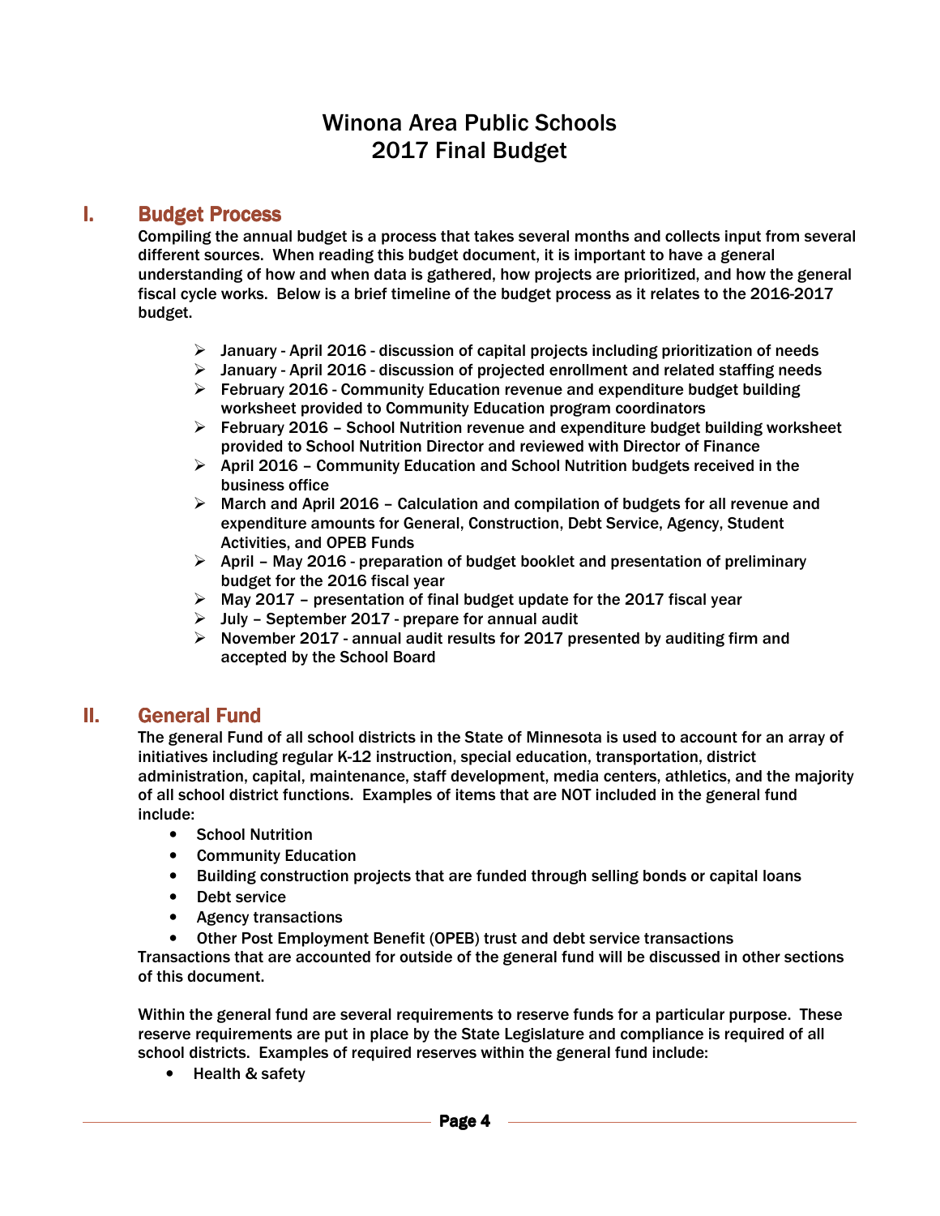# Winona Area Public Schools
# 2017 Final Budget

## I. Budget Process

Compiling the annual budget is a process that takes several months and collects input from several different sources. When reading this budget document, it is important to have a general understanding of how and when data is gathered, how projects are prioritized, and how the general fiscal cycle works. Below is a brief timeline of the budget process as it relates to the 2016-2017 budget.

- January - April 2016 - discussion of capital projects including prioritization of needs
- January - April 2016 - discussion of projected enrollment and related staffing needs
- February 2016 - Community Education revenue and expenditure budget building worksheet provided to Community Education program coordinators
- February 2016 – School Nutrition revenue and expenditure budget building worksheet provided to School Nutrition Director and reviewed with Director of Finance
- April 2016 – Community Education and School Nutrition budgets received in the business office
- March and April 2016 – Calculation and compilation of budgets for all revenue and expenditure amounts for General, Construction, Debt Service, Agency, Student Activities, and OPEB Funds
- April – May 2016 - preparation of budget booklet and presentation of preliminary budget for the 2016 fiscal year
- May 2017 – presentation of final budget update for the 2017 fiscal year
- July – September 2017 - prepare for annual audit
- November 2017 - annual audit results for 2017 presented by auditing firm and accepted by the School Board

## II. General Fund

The general Fund of all school districts in the State of Minnesota is used to account for an array of initiatives including regular K-12 instruction, special education, transportation, district administration, capital, maintenance, staff development, media centers, athletics, and the majority of all school district functions. Examples of items that are NOT included in the general fund include:

- School Nutrition
- Community Education
- Building construction projects that are funded through selling bonds or capital loans
- Debt service
- Agency transactions
- Other Post Employment Benefit (OPEB) trust and debt service transactions

Transactions that are accounted for outside of the general fund will be discussed in other sections of this document.

Within the general fund are several requirements to reserve funds for a particular purpose. These reserve requirements are put in place by the State Legislature and compliance is required of all school districts. Examples of required reserves within the general fund include:

- Health & safety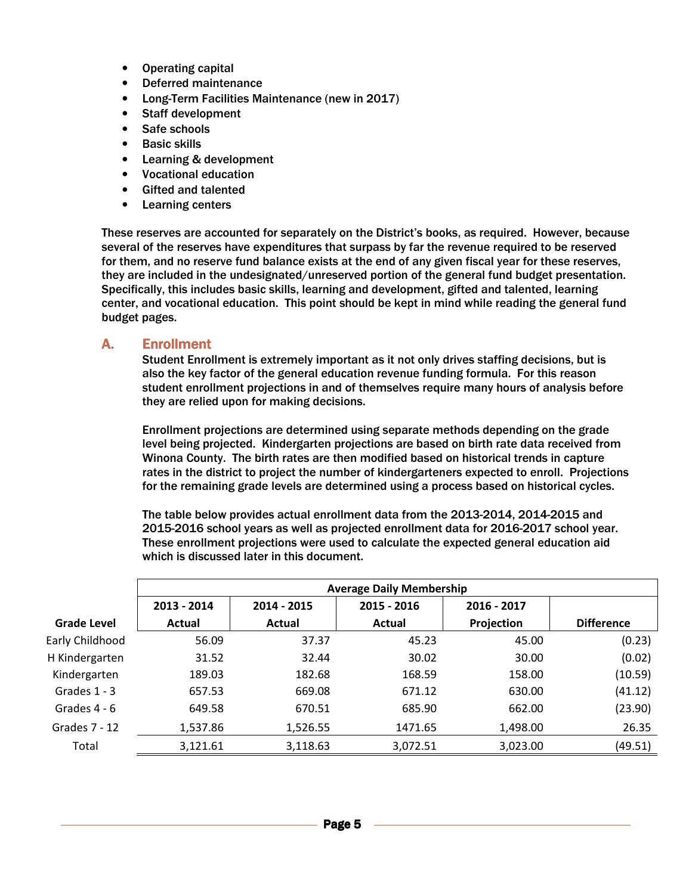- Operating capital
- Deferred maintenance
- Long-Term Facilities Maintenance (new in 2017)
- Staff development
- Safe schools
- Basic skills
- Learning & development
- Vocational education
- Gifted and talented
- Learning centers

These reserves are accounted for separately on the District's books, as required. However, because several of the reserves have expenditures that surpass by far the revenue required to be reserved for them, and no reserve fund balance exists at the end of any given fiscal year for these reserves, they are included in the undesignated/unreserved portion of the general fund budget presentation. Specifically, this includes basic skills, learning and development, gifted and talented, learning center, and vocational education. This point should be kept in mind while reading the general fund budget pages.

## A. Enrollment

Student Enrollment is extremely important as it not only drives staffing decisions, but is also the key factor of the general education revenue funding formula. For this reason student enrollment projections in and of themselves require many hours of analysis before they are relied upon for making decisions.

Enrollment projections are determined using separate methods depending on the grade level being projected. Kindergarten projections are based on birth rate data received from Winona County. The birth rates are then modified based on historical trends in capture rates in the district to project the number of kindergarteners expected to enroll. Projections for the remaining grade levels are determined using a process based on historical cycles.

The table below provides actual enrollment data from the 2013-2014, 2014-2015 and 2015-2016 school years as well as projected enrollment data for 2016-2017 school year. These enrollment projections were used to calculate the expected general education aid which is discussed later in this document.

| | Average Daily Membership | | | | |
|---|---|---|---|---|---|
| | 2013 - 2014 | 2014 - 2015 | 2015 - 2016 | 2016 - 2017 | |
| Grade Level | Actual | Actual | Actual | Projection | Difference |
| Early Childhood | 56.09 | 37.37 | 45.23 | 45.00 | (0.23) |
| H Kindergarten | 31.52 | 32.44 | 30.02 | 30.00 | (0.02) |
| Kindergarten | 189.03 | 182.68 | 168.59 | 158.00 | (10.59) |
| Grades 1 - 3 | 657.53 | 669.08 | 671.12 | 630.00 | (41.12) |
| Grades 4 - 6 | 649.58 | 670.51 | 685.90 | 662.00 | (23.90) |
| Grades 7 - 12 | 1,537.86 | 1,526.55 | 1471.65 | 1,498.00 | 26.35 |
| Total | 3,121.61 | 3,118.63 | 3,072.51 | 3,023.00 | (49.51) |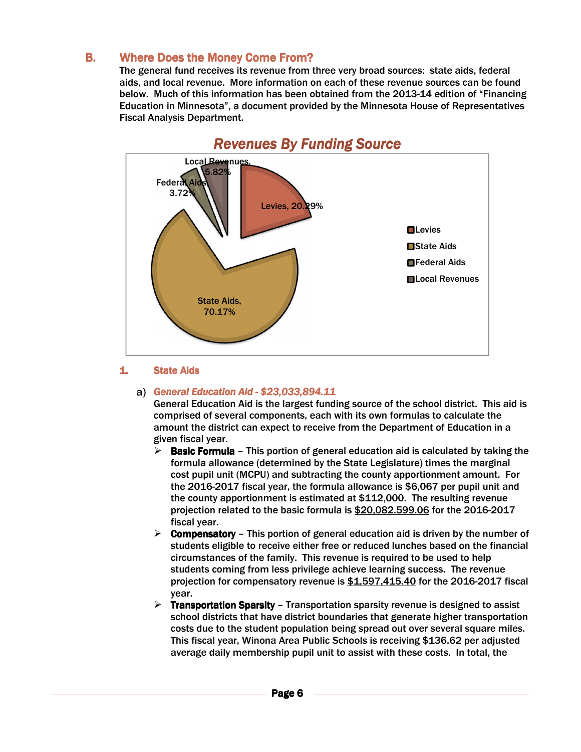## B. Where Does the Money Come From?

The general fund receives its revenue from three very broad sources: state aids, federal aids, and local revenue. More information on each of these revenue sources can be found below. Much of this information has been obtained from the 2013-14 edition of "Financing Education in Minnesota", a document provided by the Minnesota House of Representatives Fiscal Analysis Department.

**Revenues By Funding Source**

| Source | Percentage |
|---|---|
| Levies | 20.29% |
| State Aids | 70.17% |
| Federal Aids | 3.72% |
| Local Revenues | 5.82% |

### 1. State Aids

a) ***General Education Aid - $23,033,894.11***

General Education Aid is the largest funding source of the school district. This aid is comprised of several components, each with its own formulas to calculate the amount the district can expect to receive from the Department of Education in a given fiscal year.

- **Basic Formula** – This portion of general education aid is calculated by taking the formula allowance (determined by the State Legislature) times the marginal cost pupil unit (MCPU) and subtracting the county apportionment amount. For the 2016-2017 fiscal year, the formula allowance is $6,067 per pupil unit and the county apportionment is estimated at $112,000. The resulting revenue projection related to the basic formula is $20,082,599.06 for the 2016-2017 fiscal year.
- **Compensatory** – This portion of general education aid is driven by the number of students eligible to receive either free or reduced lunches based on the financial circumstances of the family. This revenue is required to be used to help students coming from less privilege achieve learning success. The revenue projection for compensatory revenue is $1,597,415.40 for the 2016-2017 fiscal year.
- **Transportation Sparsity** – Transportation sparsity revenue is designed to assist school districts that have district boundaries that generate higher transportation costs due to the student population being spread out over several square miles. This fiscal year, Winona Area Public Schools is receiving $136.62 per adjusted average daily membership pupil unit to assist with these costs. In total, the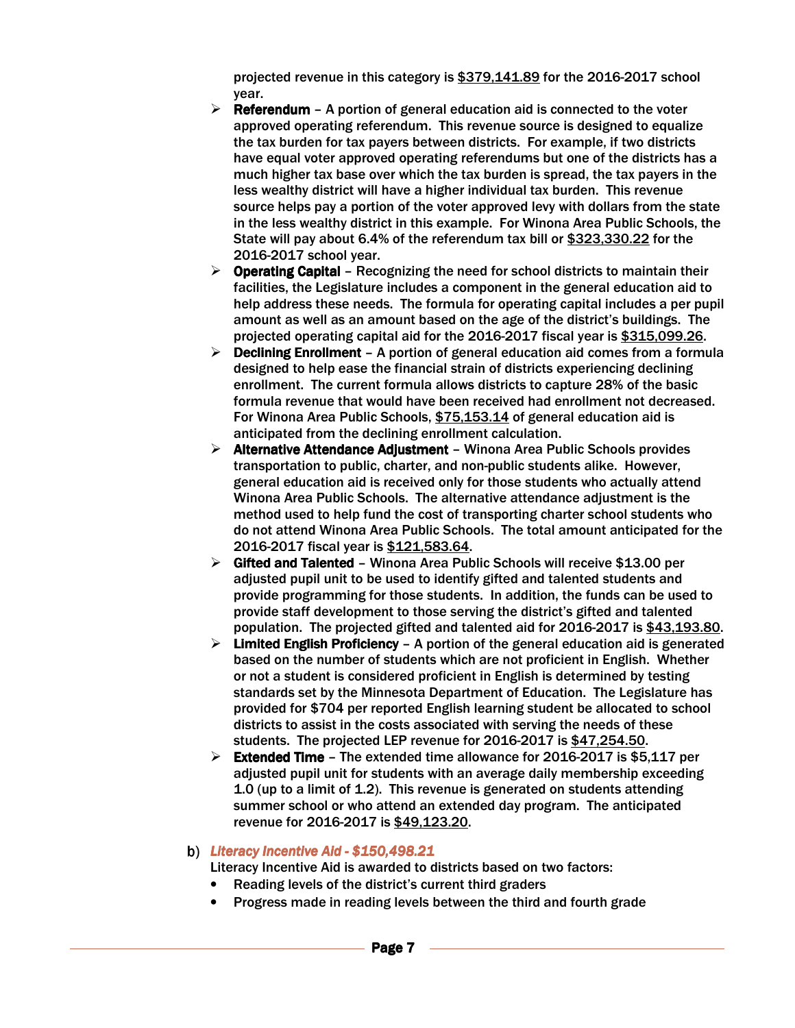projected revenue in this category is $379,141.89 for the 2016-2017 school year.

- **Referendum** – A portion of general education aid is connected to the voter approved operating referendum. This revenue source is designed to equalize the tax burden for tax payers between districts. For example, if two districts have equal voter approved operating referendums but one of the districts has a much higher tax base over which the tax burden is spread, the tax payers in the less wealthy district will have a higher individual tax burden. This revenue source helps pay a portion of the voter approved levy with dollars from the state in the less wealthy district in this example. For Winona Area Public Schools, the State will pay about 6.4% of the referendum tax bill or $323,330.22 for the 2016-2017 school year.
- **Operating Capital** – Recognizing the need for school districts to maintain their facilities, the Legislature includes a component in the general education aid to help address these needs. The formula for operating capital includes a per pupil amount as well as an amount based on the age of the district's buildings. The projected operating capital aid for the 2016-2017 fiscal year is $315,099.26.
- **Declining Enrollment** – A portion of general education aid comes from a formula designed to help ease the financial strain of districts experiencing declining enrollment. The current formula allows districts to capture 28% of the basic formula revenue that would have been received had enrollment not decreased. For Winona Area Public Schools, $75,153.14 of general education aid is anticipated from the declining enrollment calculation.
- **Alternative Attendance Adjustment** – Winona Area Public Schools provides transportation to public, charter, and non-public students alike. However, general education aid is received only for those students who actually attend Winona Area Public Schools. The alternative attendance adjustment is the method used to help fund the cost of transporting charter school students who do not attend Winona Area Public Schools. The total amount anticipated for the 2016-2017 fiscal year is $121,583.64.
- **Gifted and Talented** – Winona Area Public Schools will receive $13.00 per adjusted pupil unit to be used to identify gifted and talented students and provide programming for those students. In addition, the funds can be used to provide staff development to those serving the district's gifted and talented population. The projected gifted and talented aid for 2016-2017 is $43,193.80.
- **Limited English Proficiency** – A portion of the general education aid is generated based on the number of students which are not proficient in English. Whether or not a student is considered proficient in English is determined by testing standards set by the Minnesota Department of Education. The Legislature has provided for $704 per reported English learning student be allocated to school districts to assist in the costs associated with serving the needs of these students. The projected LEP revenue for 2016-2017 is $47,254.50.
- **Extended Time** – The extended time allowance for 2016-2017 is $5,117 per adjusted pupil unit for students with an average daily membership exceeding 1.0 (up to a limit of 1.2). This revenue is generated on students attending summer school or who attend an extended day program. The anticipated revenue for 2016-2017 is $49,123.20.

b) ***Literacy Incentive Aid - $150,498.21***

Literacy Incentive Aid is awarded to districts based on two factors:

- Reading levels of the district's current third graders
- Progress made in reading levels between the third and fourth grade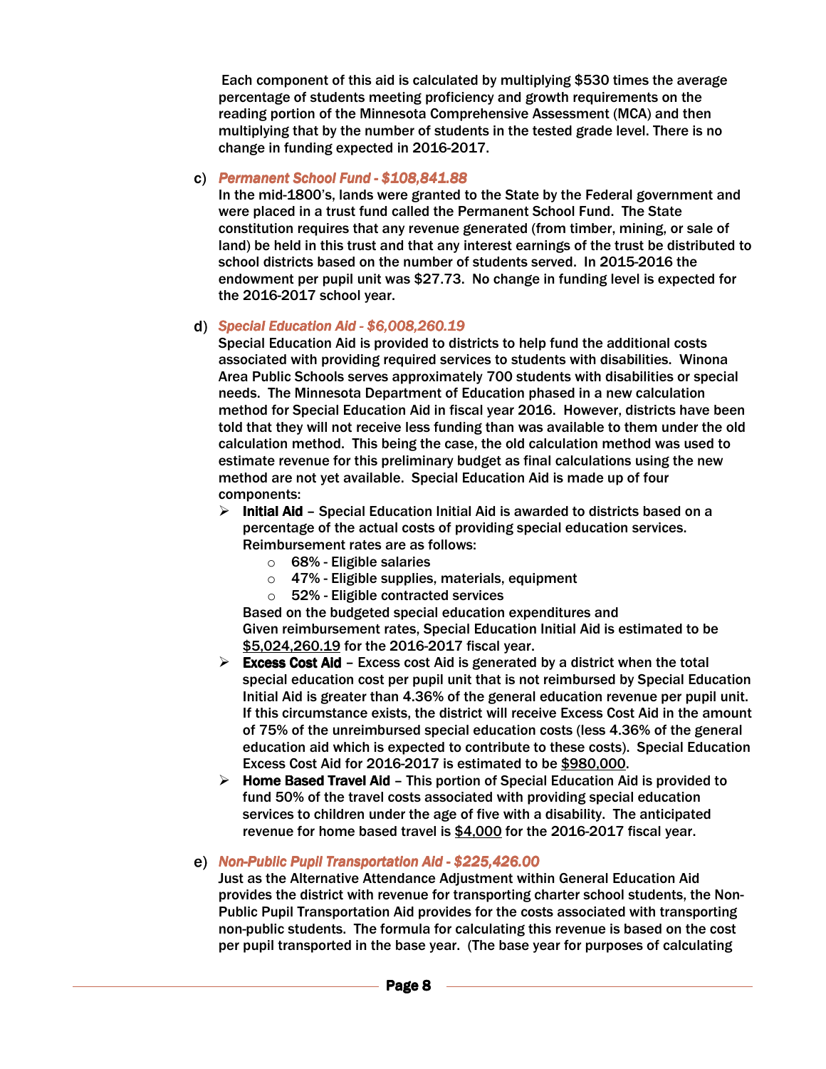Each component of this aid is calculated by multiplying $530 times the average percentage of students meeting proficiency and growth requirements on the reading portion of the Minnesota Comprehensive Assessment (MCA) and then multiplying that by the number of students in the tested grade level. There is no change in funding expected in 2016-2017.

c) ***Permanent School Fund - $108,841.88***
In the mid-1800's, lands were granted to the State by the Federal government and were placed in a trust fund called the Permanent School Fund. The State constitution requires that any revenue generated (from timber, mining, or sale of land) be held in this trust and that any interest earnings of the trust be distributed to school districts based on the number of students served. In 2015-2016 the endowment per pupil unit was $27.73. No change in funding level is expected for the 2016-2017 school year.

d) ***Special Education Aid - $6,008,260.19***
Special Education Aid is provided to districts to help fund the additional costs associated with providing required services to students with disabilities. Winona Area Public Schools serves approximately 700 students with disabilities or special needs. The Minnesota Department of Education phased in a new calculation method for Special Education Aid in fiscal year 2016. However, districts have been told that they will not receive less funding than was available to them under the old calculation method. This being the case, the old calculation method was used to estimate revenue for this preliminary budget as final calculations using the new method are not yet available. Special Education Aid is made up of four components:

- **Initial Aid** – Special Education Initial Aid is awarded to districts based on a percentage of the actual costs of providing special education services. Reimbursement rates are as follows:
  - 68% - Eligible salaries
  - 47% - Eligible supplies, materials, equipment
  - 52% - Eligible contracted services

  Based on the budgeted special education expenditures and Given reimbursement rates, Special Education Initial Aid is estimated to be <u>$5,024,260.19</u> for the 2016-2017 fiscal year.
- **Excess Cost Aid** – Excess cost Aid is generated by a district when the total special education cost per pupil unit that is not reimbursed by Special Education Initial Aid is greater than 4.36% of the general education revenue per pupil unit. If this circumstance exists, the district will receive Excess Cost Aid in the amount of 75% of the unreimbursed special education costs (less 4.36% of the general education aid which is expected to contribute to these costs). Special Education Excess Cost Aid for 2016-2017 is estimated to be <u>$980,000</u>.
- **Home Based Travel Aid** – This portion of Special Education Aid is provided to fund 50% of the travel costs associated with providing special education services to children under the age of five with a disability. The anticipated revenue for home based travel is <u>$4,000</u> for the 2016-2017 fiscal year.

e) ***Non-Public Pupil Transportation Aid - $225,426.00***
Just as the Alternative Attendance Adjustment within General Education Aid provides the district with revenue for transporting charter school students, the Non-Public Pupil Transportation Aid provides for the costs associated with transporting non-public students. The formula for calculating this revenue is based on the cost per pupil transported in the base year. (The base year for purposes of calculating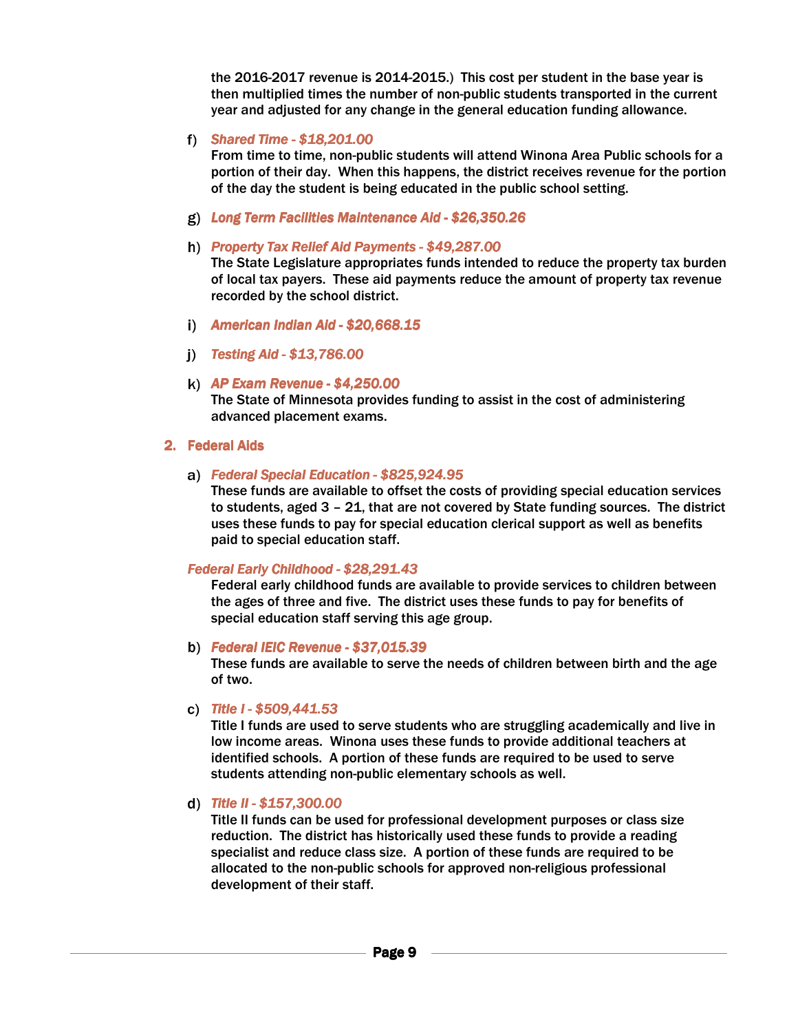the 2016-2017 revenue is 2014-2015.) This cost per student in the base year is then multiplied times the number of non-public students transported in the current year and adjusted for any change in the general education funding allowance.

f) ***Shared Time - $18,201.00***

From time to time, non-public students will attend Winona Area Public schools for a portion of their day. When this happens, the district receives revenue for the portion of the day the student is being educated in the public school setting.

g) ***Long Term Facilities Maintenance Aid - $26,350.26***

h) ***Property Tax Relief Aid Payments - $49,287.00***

The State Legislature appropriates funds intended to reduce the property tax burden of local tax payers. These aid payments reduce the amount of property tax revenue recorded by the school district.

i) ***American Indian Aid - $20,668.15***

j) ***Testing Aid - $13,786.00***

k) ***AP Exam Revenue - $4,250.00***

The State of Minnesota provides funding to assist in the cost of administering advanced placement exams.

**2. Federal Aids**

a) ***Federal Special Education - $825,924.95***

These funds are available to offset the costs of providing special education services to students, aged 3 – 21, that are not covered by State funding sources. The district uses these funds to pay for special education clerical support as well as benefits paid to special education staff.

***Federal Early Childhood - $28,291.43***

Federal early childhood funds are available to provide services to children between the ages of three and five. The district uses these funds to pay for benefits of special education staff serving this age group.

b) ***Federal IEIC Revenue - $37,015.39***

These funds are available to serve the needs of children between birth and the age of two.

c) ***Title I - $509,441.53***

Title I funds are used to serve students who are struggling academically and live in low income areas. Winona uses these funds to provide additional teachers at identified schools. A portion of these funds are required to be used to serve students attending non-public elementary schools as well.

d) ***Title II - $157,300.00***

Title II funds can be used for professional development purposes or class size reduction. The district has historically used these funds to provide a reading specialist and reduce class size. A portion of these funds are required to be allocated to the non-public schools for approved non-religious professional development of their staff.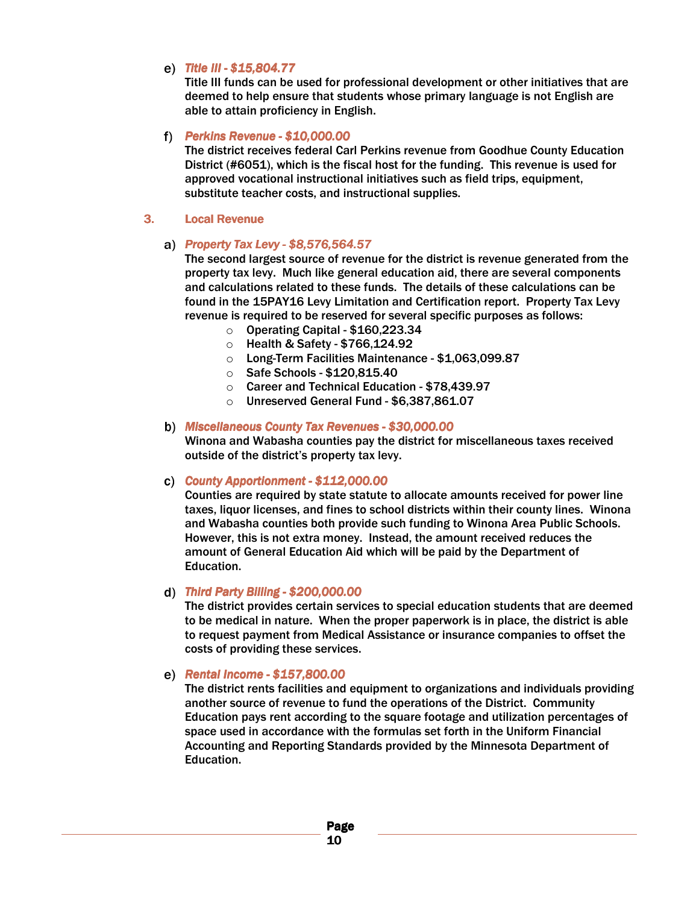e) ***Title III - $15,804.77***
Title III funds can be used for professional development or other initiatives that are deemed to help ensure that students whose primary language is not English are able to attain proficiency in English.

f) ***Perkins Revenue - $10,000.00***
The district receives federal Carl Perkins revenue from Goodhue County Education District (#6051), which is the fiscal host for the funding. This revenue is used for approved vocational instructional initiatives such as field trips, equipment, substitute teacher costs, and instructional supplies.

### 3. Local Revenue

a) ***Property Tax Levy - $8,576,564.57***
The second largest source of revenue for the district is revenue generated from the property tax levy. Much like general education aid, there are several components and calculations related to these funds. The details of these calculations can be found in the 15PAY16 Levy Limitation and Certification report. Property Tax Levy revenue is required to be reserved for several specific purposes as follows:

- Operating Capital - $160,223.34
- Health & Safety - $766,124.92
- Long-Term Facilities Maintenance - $1,063,099.87
- Safe Schools - $120,815.40
- Career and Technical Education - $78,439.97
- Unreserved General Fund - $6,387,861.07

b) ***Miscellaneous County Tax Revenues - $30,000.00***
Winona and Wabasha counties pay the district for miscellaneous taxes received outside of the district's property tax levy.

c) ***County Apportionment - $112,000.00***
Counties are required by state statute to allocate amounts received for power line taxes, liquor licenses, and fines to school districts within their county lines. Winona and Wabasha counties both provide such funding to Winona Area Public Schools. However, this is not extra money. Instead, the amount received reduces the amount of General Education Aid which will be paid by the Department of Education.

d) ***Third Party Billing - $200,000.00***
The district provides certain services to special education students that are deemed to be medical in nature. When the proper paperwork is in place, the district is able to request payment from Medical Assistance or insurance companies to offset the costs of providing these services.

e) ***Rental Income - $157,800.00***
The district rents facilities and equipment to organizations and individuals providing another source of revenue to fund the operations of the District. Community Education pays rent according to the square footage and utilization percentages of space used in accordance with the formulas set forth in the Uniform Financial Accounting and Reporting Standards provided by the Minnesota Department of Education.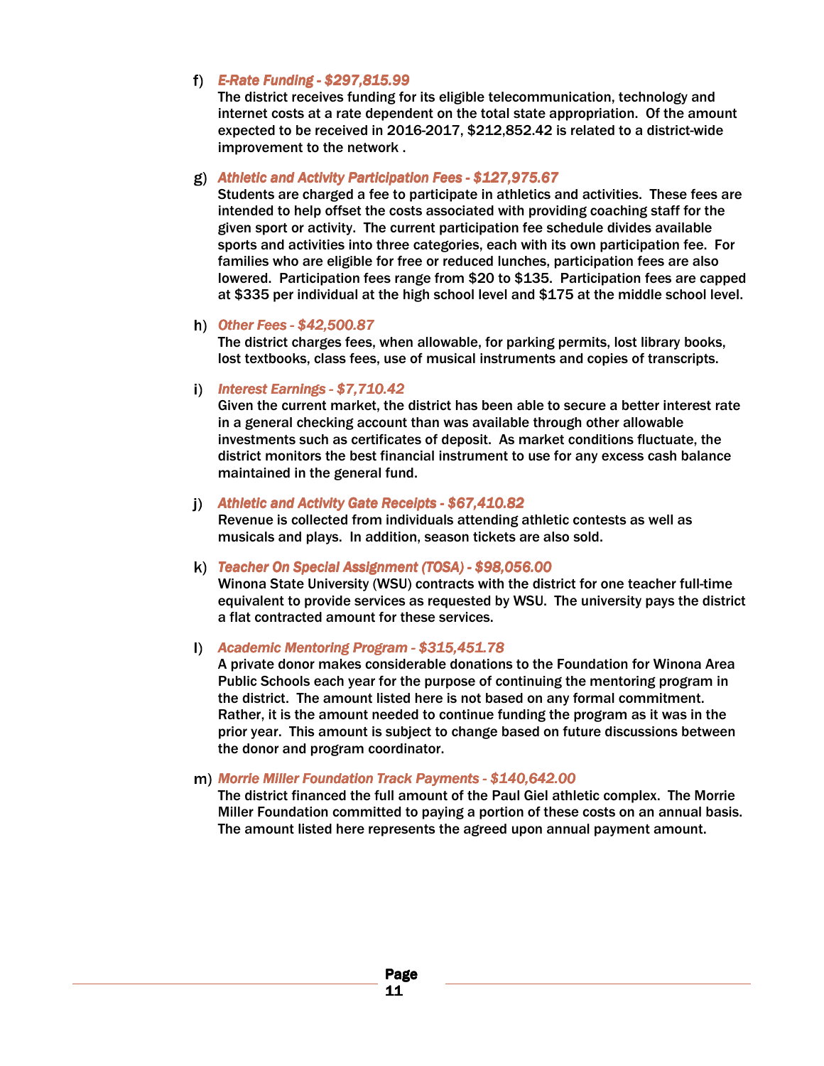f) ***E-Rate Funding - $297,815.99***
The district receives funding for its eligible telecommunication, technology and internet costs at a rate dependent on the total state appropriation. Of the amount expected to be received in 2016-2017, $212,852.42 is related to a district-wide improvement to the network .

g) ***Athletic and Activity Participation Fees - $127,975.67***
Students are charged a fee to participate in athletics and activities. These fees are intended to help offset the costs associated with providing coaching staff for the given sport or activity. The current participation fee schedule divides available sports and activities into three categories, each with its own participation fee. For families who are eligible for free or reduced lunches, participation fees are also lowered. Participation fees range from $20 to $135. Participation fees are capped at $335 per individual at the high school level and $175 at the middle school level.

h) ***Other Fees - $42,500.87***
The district charges fees, when allowable, for parking permits, lost library books, lost textbooks, class fees, use of musical instruments and copies of transcripts.

i) ***Interest Earnings - $7,710.42***
Given the current market, the district has been able to secure a better interest rate in a general checking account than was available through other allowable investments such as certificates of deposit. As market conditions fluctuate, the district monitors the best financial instrument to use for any excess cash balance maintained in the general fund.

j) ***Athletic and Activity Gate Receipts - $67,410.82***
Revenue is collected from individuals attending athletic contests as well as musicals and plays. In addition, season tickets are also sold.

k) ***Teacher On Special Assignment (TOSA) - $98,056.00***
Winona State University (WSU) contracts with the district for one teacher full-time equivalent to provide services as requested by WSU. The university pays the district a flat contracted amount for these services.

l) ***Academic Mentoring Program - $315,451.78***
A private donor makes considerable donations to the Foundation for Winona Area Public Schools each year for the purpose of continuing the mentoring program in the district. The amount listed here is not based on any formal commitment. Rather, it is the amount needed to continue funding the program as it was in the prior year. This amount is subject to change based on future discussions between the donor and program coordinator.

m) ***Morrie Miller Foundation Track Payments - $140,642.00***
The district financed the full amount of the Paul Giel athletic complex. The Morrie Miller Foundation committed to paying a portion of these costs on an annual basis. The amount listed here represents the agreed upon annual payment amount.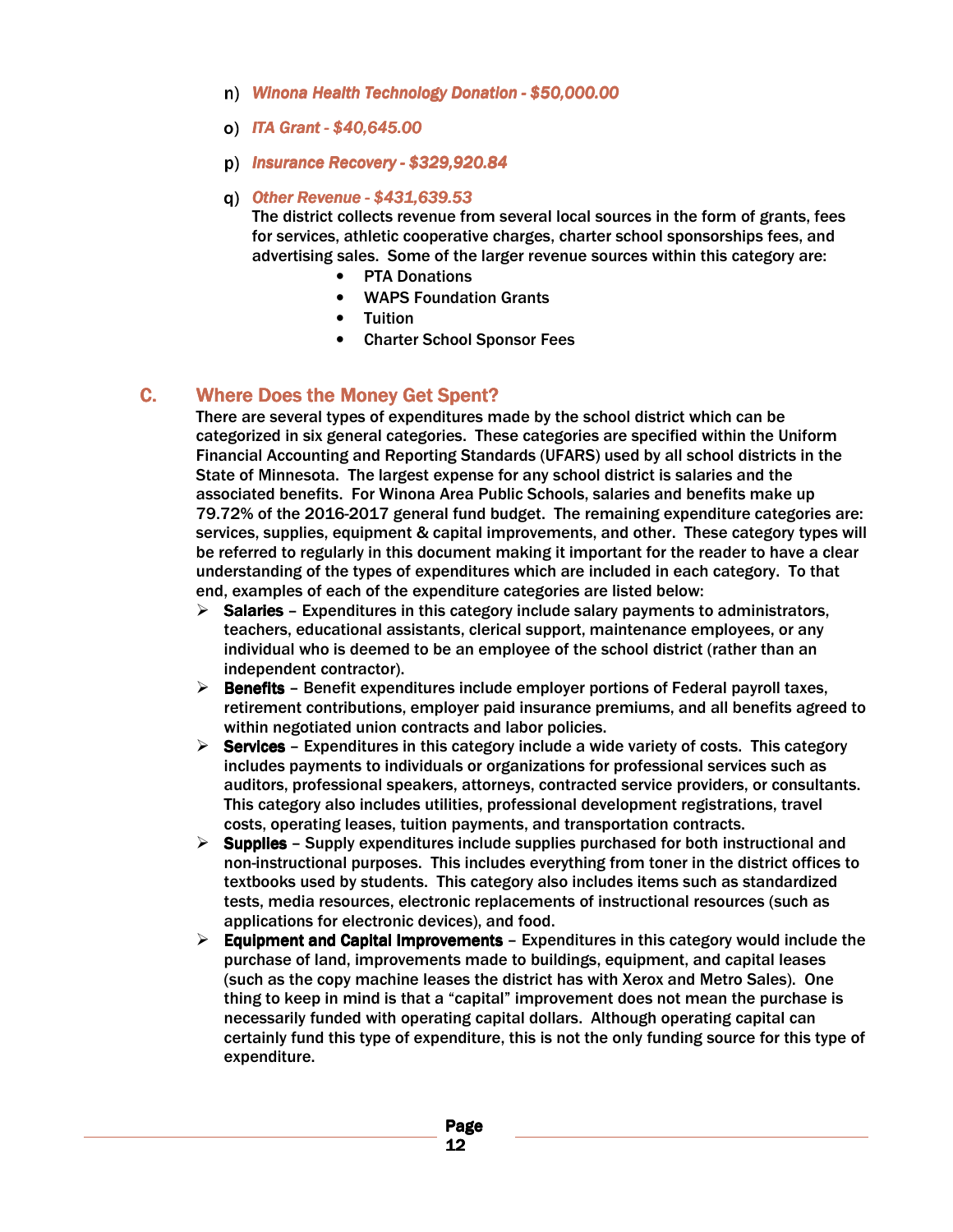n) ***Winona Health Technology Donation - $50,000.00***

o) ***ITA Grant - $40,645.00***

p) ***Insurance Recovery - $329,920.84***

q) ***Other Revenue - $431,639.53***

The district collects revenue from several local sources in the form of grants, fees for services, athletic cooperative charges, charter school sponsorships fees, and advertising sales. Some of the larger revenue sources within this category are:

- PTA Donations
- WAPS Foundation Grants
- Tuition
- Charter School Sponsor Fees

## C. Where Does the Money Get Spent?

There are several types of expenditures made by the school district which can be categorized in six general categories. These categories are specified within the Uniform Financial Accounting and Reporting Standards (UFARS) used by all school districts in the State of Minnesota. The largest expense for any school district is salaries and the associated benefits. For Winona Area Public Schools, salaries and benefits make up 79.72% of the 2016-2017 general fund budget. The remaining expenditure categories are: services, supplies, equipment & capital improvements, and other. These category types will be referred to regularly in this document making it important for the reader to have a clear understanding of the types of expenditures which are included in each category. To that end, examples of each of the expenditure categories are listed below:

- **Salaries** – Expenditures in this category include salary payments to administrators, teachers, educational assistants, clerical support, maintenance employees, or any individual who is deemed to be an employee of the school district (rather than an independent contractor).
- **Benefits** – Benefit expenditures include employer portions of Federal payroll taxes, retirement contributions, employer paid insurance premiums, and all benefits agreed to within negotiated union contracts and labor policies.
- **Services** – Expenditures in this category include a wide variety of costs. This category includes payments to individuals or organizations for professional services such as auditors, professional speakers, attorneys, contracted service providers, or consultants. This category also includes utilities, professional development registrations, travel costs, operating leases, tuition payments, and transportation contracts.
- **Supplies** – Supply expenditures include supplies purchased for both instructional and non-instructional purposes. This includes everything from toner in the district offices to textbooks used by students. This category also includes items such as standardized tests, media resources, electronic replacements of instructional resources (such as applications for electronic devices), and food.
- **Equipment and Capital Improvements** – Expenditures in this category would include the purchase of land, improvements made to buildings, equipment, and capital leases (such as the copy machine leases the district has with Xerox and Metro Sales). One thing to keep in mind is that a "capital" improvement does not mean the purchase is necessarily funded with operating capital dollars. Although operating capital can certainly fund this type of expenditure, this is not the only funding source for this type of expenditure.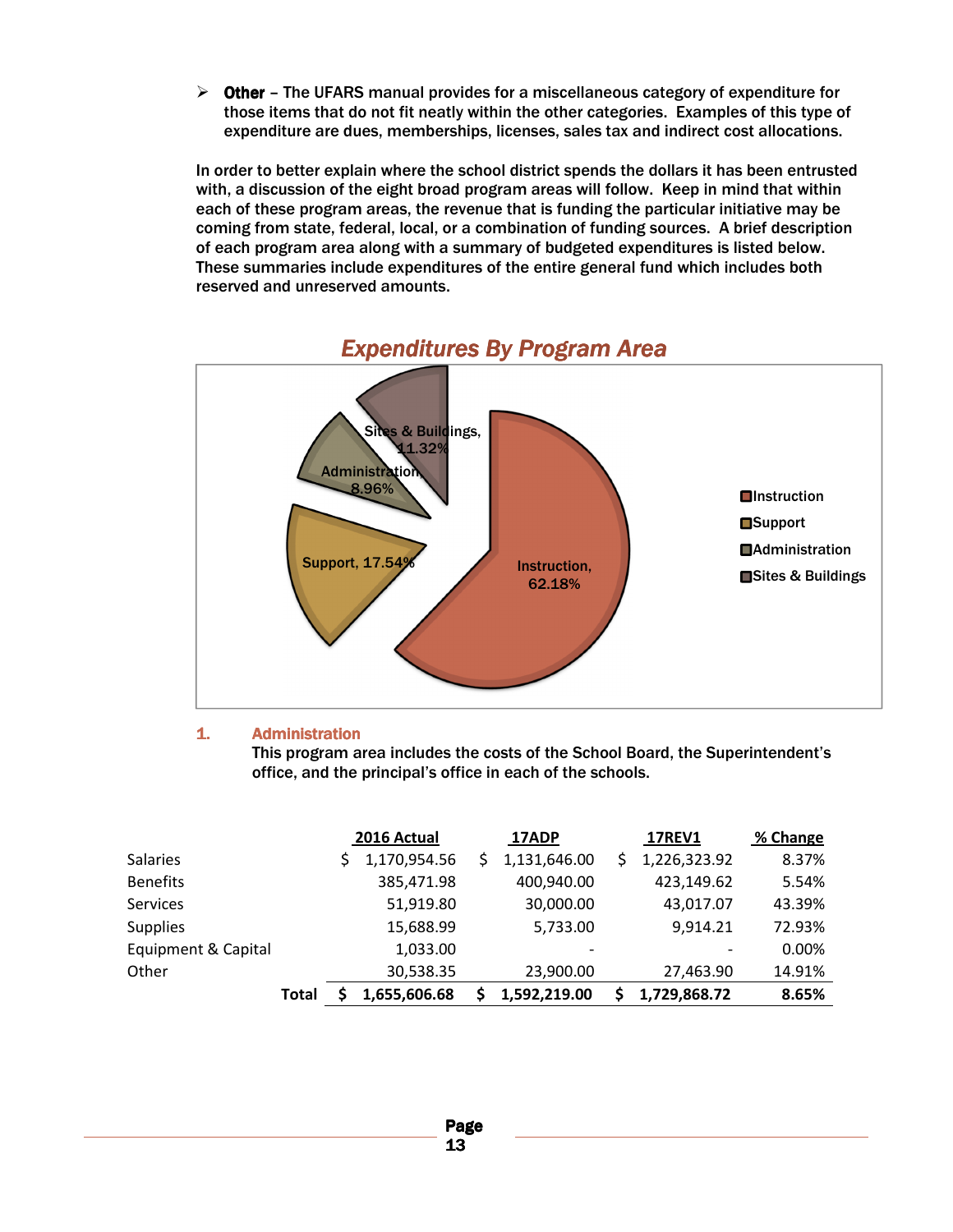- **Other** – The UFARS manual provides for a miscellaneous category of expenditure for those items that do not fit neatly within the other categories. Examples of this type of expenditure are dues, memberships, licenses, sales tax and indirect cost allocations.

In order to better explain where the school district spends the dollars it has been entrusted with, a discussion of the eight broad program areas will follow. Keep in mind that within each of these program areas, the revenue that is funding the particular initiative may be coming from state, federal, local, or a combination of funding sources. A brief description of each program area along with a summary of budgeted expenditures is listed below. These summaries include expenditures of the entire general fund which includes both reserved and unreserved amounts.

**Expenditures By Program Area**

- Instruction, 62.18%
- Support, 17.54%
- Administration, 8.96%
- Sites & Buildings, 11.32%

## 1. Administration

This program area includes the costs of the School Board, the Superintendent's office, and the principal's office in each of the schools.

| | 2016 Actual | 17ADP | 17REV1 | % Change |
|---|---|---|---|---|
| Salaries | $ 1,170,954.56 | $ 1,131,646.00 | $ 1,226,323.92 | 8.37% |
| Benefits | 385,471.98 | 400,940.00 | 423,149.62 | 5.54% |
| Services | 51,919.80 | 30,000.00 | 43,017.07 | 43.39% |
| Supplies | 15,688.99 | 5,733.00 | 9,914.21 | 72.93% |
| Equipment & Capital | 1,033.00 | - | - | 0.00% |
| Other | 30,538.35 | 23,900.00 | 27,463.90 | 14.91% |
| **Total** | **$ 1,655,606.68** | **$ 1,592,219.00** | **$ 1,729,868.72** | **8.65%** |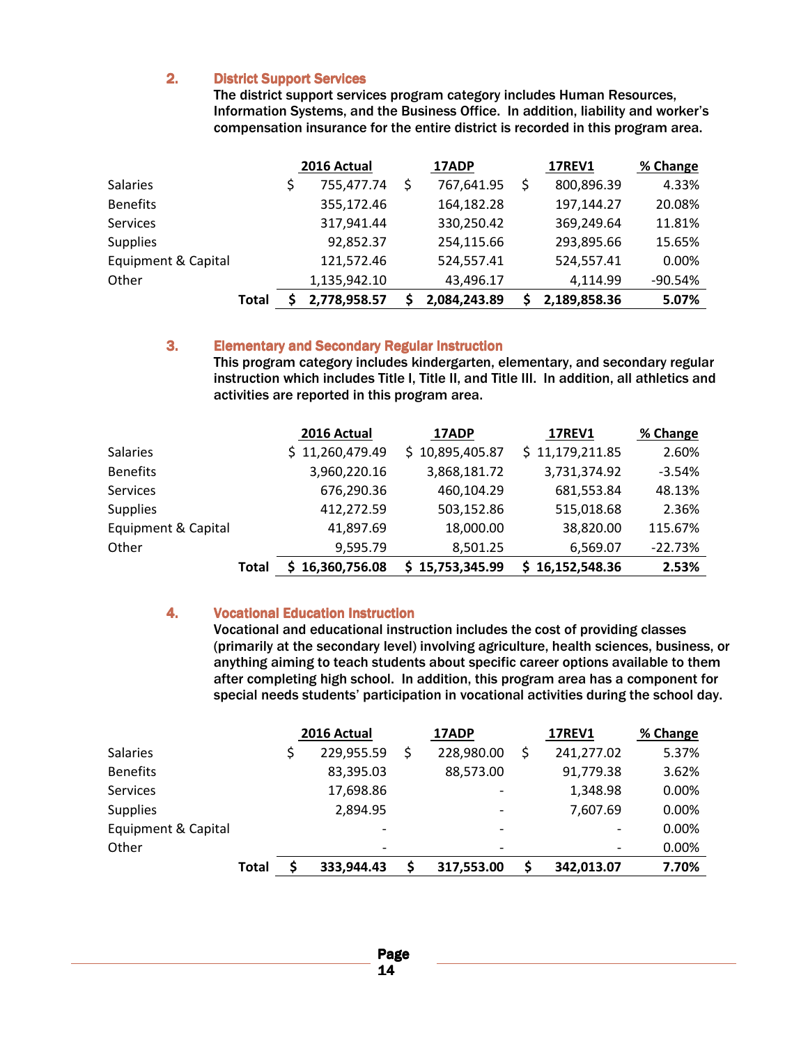## 2. District Support Services

The district support services program category includes Human Resources, Information Systems, and the Business Office. In addition, liability and worker's compensation insurance for the entire district is recorded in this program area.

| | 2016 Actual | 17ADP | 17REV1 | % Change |
|---|---|---|---|---|
| Salaries | $ 755,477.74 | $ 767,641.95 | $ 800,896.39 | 4.33% |
| Benefits | 355,172.46 | 164,182.28 | 197,144.27 | 20.08% |
| Services | 317,941.44 | 330,250.42 | 369,249.64 | 11.81% |
| Supplies | 92,852.37 | 254,115.66 | 293,895.66 | 15.65% |
| Equipment & Capital | 121,572.46 | 524,557.41 | 524,557.41 | 0.00% |
| Other | 1,135,942.10 | 43,496.17 | 4,114.99 | -90.54% |
| **Total** | **$ 2,778,958.57** | **$ 2,084,243.89** | **$ 2,189,858.36** | **5.07%** |

## 3. Elementary and Secondary Regular Instruction

This program category includes kindergarten, elementary, and secondary regular instruction which includes Title I, Title II, and Title III. In addition, all athletics and activities are reported in this program area.

| | 2016 Actual | 17ADP | 17REV1 | % Change |
|---|---|---|---|---|
| Salaries | $ 11,260,479.49 | $ 10,895,405.87 | $ 11,179,211.85 | 2.60% |
| Benefits | 3,960,220.16 | 3,868,181.72 | 3,731,374.92 | -3.54% |
| Services | 676,290.36 | 460,104.29 | 681,553.84 | 48.13% |
| Supplies | 412,272.59 | 503,152.86 | 515,018.68 | 2.36% |
| Equipment & Capital | 41,897.69 | 18,000.00 | 38,820.00 | 115.67% |
| Other | 9,595.79 | 8,501.25 | 6,569.07 | -22.73% |
| **Total** | **$ 16,360,756.08** | **$ 15,753,345.99** | **$ 16,152,548.36** | **2.53%** |

## 4. Vocational Education Instruction

Vocational and educational instruction includes the cost of providing classes (primarily at the secondary level) involving agriculture, health sciences, business, or anything aiming to teach students about specific career options available to them after completing high school. In addition, this program area has a component for special needs students' participation in vocational activities during the school day.

| | 2016 Actual | 17ADP | 17REV1 | % Change |
|---|---|---|---|---|
| Salaries | $ 229,955.59 | $ 228,980.00 | $ 241,277.02 | 5.37% |
| Benefits | 83,395.03 | 88,573.00 | 91,779.38 | 3.62% |
| Services | 17,698.86 | - | 1,348.98 | 0.00% |
| Supplies | 2,894.95 | - | 7,607.69 | 0.00% |
| Equipment & Capital | - | - | - | 0.00% |
| Other | - | - | - | 0.00% |
| **Total** | **$ 333,944.43** | **$ 317,553.00** | **$ 342,013.07** | **7.70%** |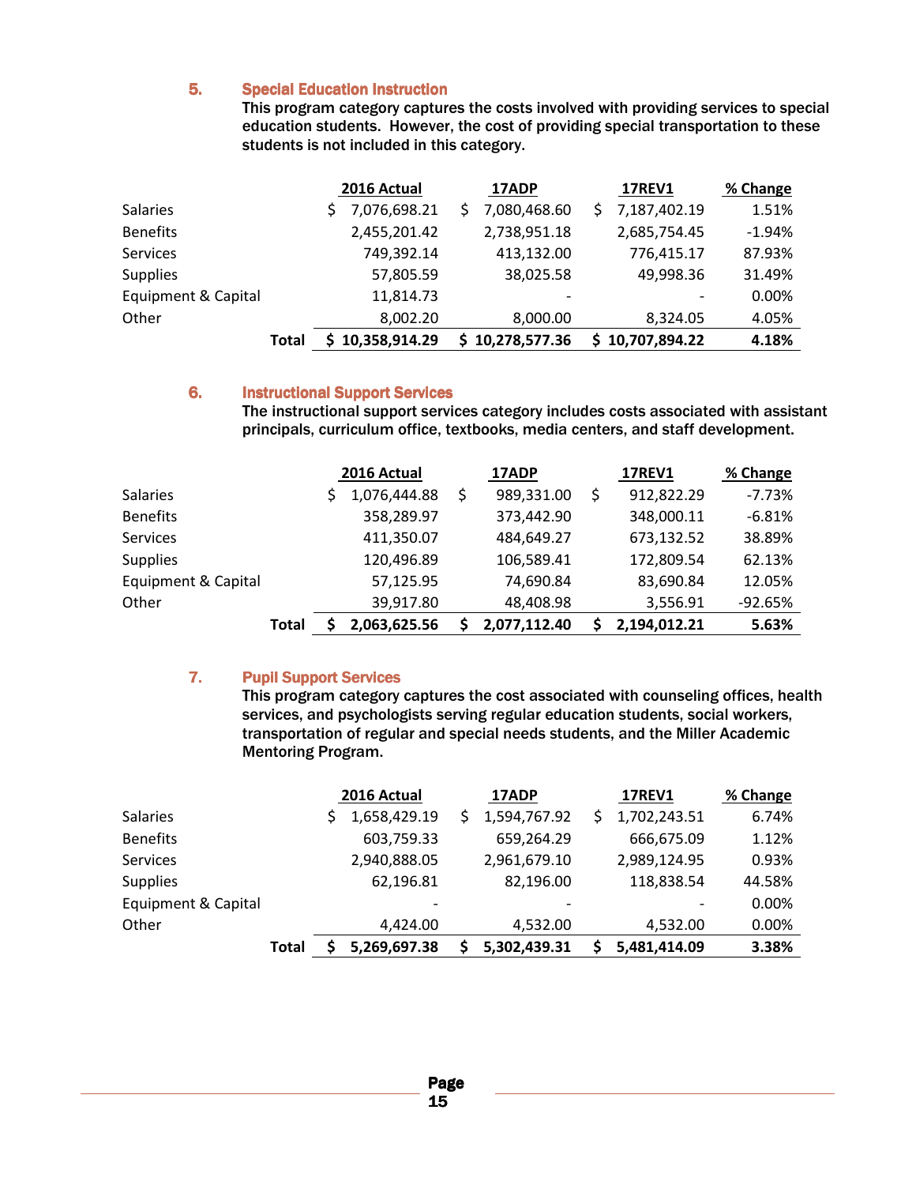### 5. Special Education Instruction

This program category captures the costs involved with providing services to special education students. However, the cost of providing special transportation to these students is not included in this category.

| | 2016 Actual | 17ADP | 17REV1 | % Change |
|---|---|---|---|---|
| Salaries | $ 7,076,698.21 | $ 7,080,468.60 | $ 7,187,402.19 | 1.51% |
| Benefits | 2,455,201.42 | 2,738,951.18 | 2,685,754.45 | -1.94% |
| Services | 749,392.14 | 413,132.00 | 776,415.17 | 87.93% |
| Supplies | 57,805.59 | 38,025.58 | 49,998.36 | 31.49% |
| Equipment & Capital | 11,814.73 | - | - | 0.00% |
| Other | 8,002.20 | 8,000.00 | 8,324.05 | 4.05% |
| **Total** | **$ 10,358,914.29** | **$ 10,278,577.36** | **$ 10,707,894.22** | **4.18%** |

### 6. Instructional Support Services

The instructional support services category includes costs associated with assistant principals, curriculum office, textbooks, media centers, and staff development.

| | 2016 Actual | 17ADP | 17REV1 | % Change |
|---|---|---|---|---|
| Salaries | $ 1,076,444.88 | $ 989,331.00 | $ 912,822.29 | -7.73% |
| Benefits | 358,289.97 | 373,442.90 | 348,000.11 | -6.81% |
| Services | 411,350.07 | 484,649.27 | 673,132.52 | 38.89% |
| Supplies | 120,496.89 | 106,589.41 | 172,809.54 | 62.13% |
| Equipment & Capital | 57,125.95 | 74,690.84 | 83,690.84 | 12.05% |
| Other | 39,917.80 | 48,408.98 | 3,556.91 | -92.65% |
| **Total** | **$ 2,063,625.56** | **$ 2,077,112.40** | **$ 2,194,012.21** | **5.63%** |

### 7. Pupil Support Services

This program category captures the cost associated with counseling offices, health services, and psychologists serving regular education students, social workers, transportation of regular and special needs students, and the Miller Academic Mentoring Program.

| | 2016 Actual | 17ADP | 17REV1 | % Change |
|---|---|---|---|---|
| Salaries | $ 1,658,429.19 | $ 1,594,767.92 | $ 1,702,243.51 | 6.74% |
| Benefits | 603,759.33 | 659,264.29 | 666,675.09 | 1.12% |
| Services | 2,940,888.05 | 2,961,679.10 | 2,989,124.95 | 0.93% |
| Supplies | 62,196.81 | 82,196.00 | 118,838.54 | 44.58% |
| Equipment & Capital | - | - | - | 0.00% |
| Other | 4,424.00 | 4,532.00 | 4,532.00 | 0.00% |
| **Total** | **$ 5,269,697.38** | **$ 5,302,439.31** | **$ 5,481,414.09** | **3.38%** |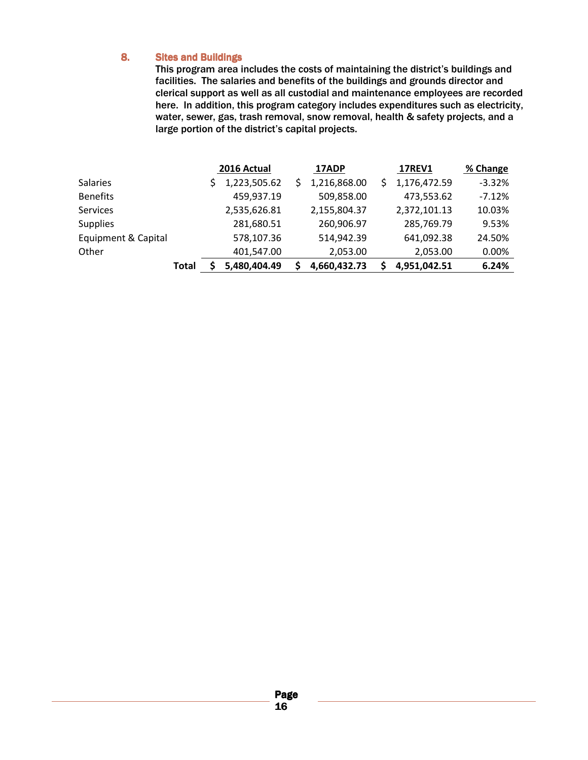## 8. Sites and Buildings

This program area includes the costs of maintaining the district's buildings and facilities. The salaries and benefits of the buildings and grounds director and clerical support as well as all custodial and maintenance employees are recorded here. In addition, this program category includes expenditures such as electricity, water, sewer, gas, trash removal, snow removal, health & safety projects, and a large portion of the district's capital projects.

| | 2016 Actual | 17ADP | 17REV1 | % Change |
|---|---|---|---|---|
| Salaries | $ 1,223,505.62 | $ 1,216,868.00 | $ 1,176,472.59 | -3.32% |
| Benefits | 459,937.19 | 509,858.00 | 473,553.62 | -7.12% |
| Services | 2,535,626.81 | 2,155,804.37 | 2,372,101.13 | 10.03% |
| Supplies | 281,680.51 | 260,906.97 | 285,769.79 | 9.53% |
| Equipment & Capital | 578,107.36 | 514,942.39 | 641,092.38 | 24.50% |
| Other | 401,547.00 | 2,053.00 | 2,053.00 | 0.00% |
| **Total** | **$ 5,480,404.49** | **$ 4,660,432.73** | **$ 4,951,042.51** | **6.24%** |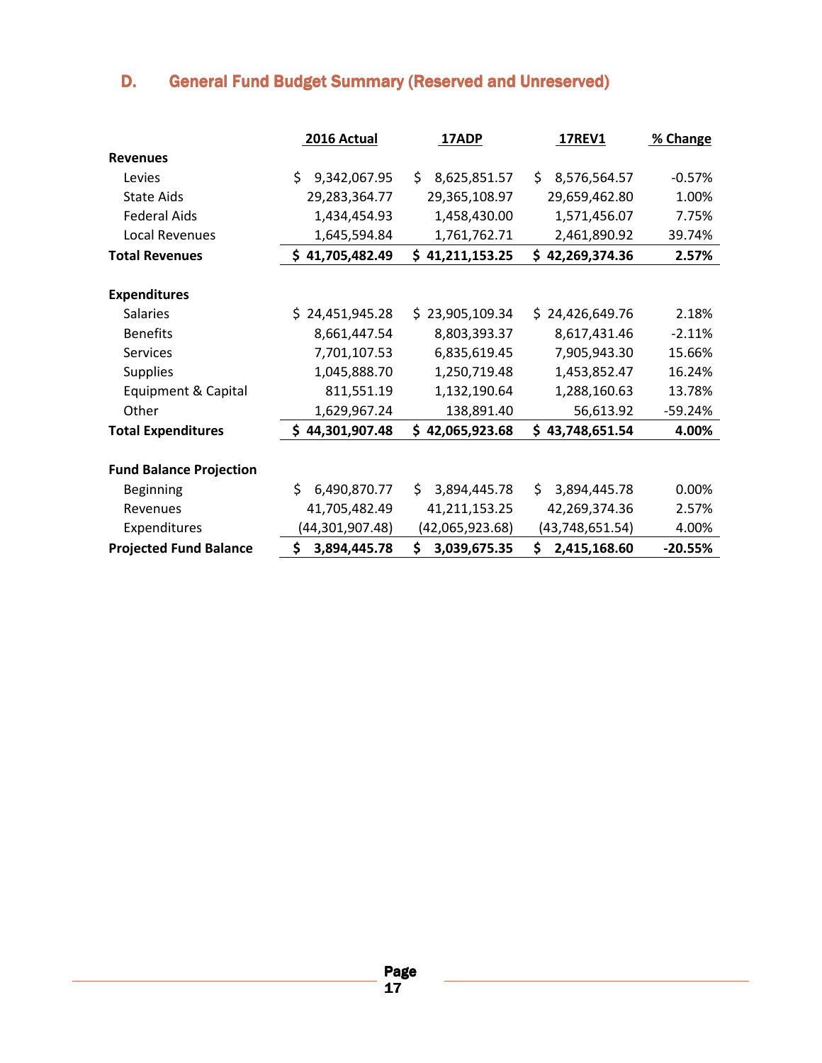## D. General Fund Budget Summary (Reserved and Unreserved)

| | 2016 Actual | 17ADP | 17REV1 | % Change |
|---|---|---|---|---|
| **Revenues** | | | | |
| Levies | $ 9,342,067.95 | $ 8,625,851.57 | $ 8,576,564.57 | -0.57% |
| State Aids | 29,283,364.77 | 29,365,108.97 | 29,659,462.80 | 1.00% |
| Federal Aids | 1,434,454.93 | 1,458,430.00 | 1,571,456.07 | 7.75% |
| Local Revenues | 1,645,594.84 | 1,761,762.71 | 2,461,890.92 | 39.74% |
| **Total Revenues** | **$ 41,705,482.49** | **$ 41,211,153.25** | **$ 42,269,374.36** | **2.57%** |
| | | | | |
| **Expenditures** | | | | |
| Salaries | $ 24,451,945.28 | $ 23,905,109.34 | $ 24,426,649.76 | 2.18% |
| Benefits | 8,661,447.54 | 8,803,393.37 | 8,617,431.46 | -2.11% |
| Services | 7,701,107.53 | 6,835,619.45 | 7,905,943.30 | 15.66% |
| Supplies | 1,045,888.70 | 1,250,719.48 | 1,453,852.47 | 16.24% |
| Equipment & Capital | 811,551.19 | 1,132,190.64 | 1,288,160.63 | 13.78% |
| Other | 1,629,967.24 | 138,891.40 | 56,613.92 | -59.24% |
| **Total Expenditures** | **$ 44,301,907.48** | **$ 42,065,923.68** | **$ 43,748,651.54** | **4.00%** |
| | | | | |
| **Fund Balance Projection** | | | | |
| Beginning | $ 6,490,870.77 | $ 3,894,445.78 | $ 3,894,445.78 | 0.00% |
| Revenues | 41,705,482.49 | 41,211,153.25 | 42,269,374.36 | 2.57% |
| Expenditures | (44,301,907.48) | (42,065,923.68) | (43,748,651.54) | 4.00% |
| **Projected Fund Balance** | **$ 3,894,445.78** | **$ 3,039,675.35** | **$ 2,415,168.60** | **-20.55%** |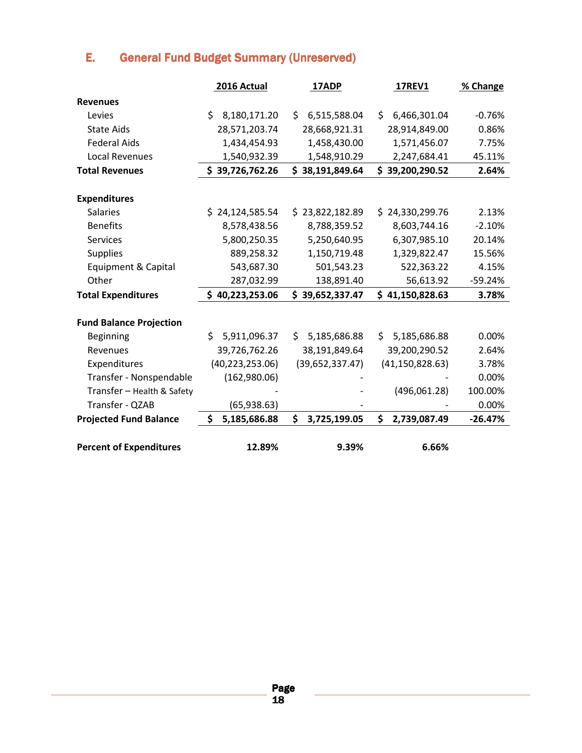## E. General Fund Budget Summary (Unreserved)

| | 2016 Actual | 17ADP | 17REV1 | % Change |
|---|---|---|---|---|
| **Revenues** | | | | |
| Levies | $ 8,180,171.20 | $ 6,515,588.04 | $ 6,466,301.04 | -0.76% |
| State Aids | 28,571,203.74 | 28,668,921.31 | 28,914,849.00 | 0.86% |
| Federal Aids | 1,434,454.93 | 1,458,430.00 | 1,571,456.07 | 7.75% |
| Local Revenues | 1,540,932.39 | 1,548,910.29 | 2,247,684.41 | 45.11% |
| **Total Revenues** | **$ 39,726,762.26** | **$ 38,191,849.64** | **$ 39,200,290.52** | **2.64%** |
| | | | | |
| **Expenditures** | | | | |
| Salaries | $ 24,124,585.54 | $ 23,822,182.89 | $ 24,330,299.76 | 2.13% |
| Benefits | 8,578,438.56 | 8,788,359.52 | 8,603,744.16 | -2.10% |
| Services | 5,800,250.35 | 5,250,640.95 | 6,307,985.10 | 20.14% |
| Supplies | 889,258.32 | 1,150,719.48 | 1,329,822.47 | 15.56% |
| Equipment & Capital | 543,687.30 | 501,543.23 | 522,363.22 | 4.15% |
| Other | 287,032.99 | 138,891.40 | 56,613.92 | -59.24% |
| **Total Expenditures** | **$ 40,223,253.06** | **$ 39,652,337.47** | **$ 41,150,828.63** | **3.78%** |
| | | | | |
| **Fund Balance Projection** | | | | |
| Beginning | $ 5,911,096.37 | $ 5,185,686.88 | $ 5,185,686.88 | 0.00% |
| Revenues | 39,726,762.26 | 38,191,849.64 | 39,200,290.52 | 2.64% |
| Expenditures | (40,223,253.06) | (39,652,337.47) | (41,150,828.63) | 3.78% |
| Transfer - Nonspendable | (162,980.06) | - | - | 0.00% |
| Transfer – Health & Safety | - | - | (496,061.28) | 100.00% |
| Transfer - QZAB | (65,938.63) | - | - | 0.00% |
| **Projected Fund Balance** | **$ 5,185,686.88** | **$ 3,725,199.05** | **$ 2,739,087.49** | **-26.47%** |
| | | | | |
| **Percent of Expenditures** | **12.89%** | **9.39%** | **6.66%** | |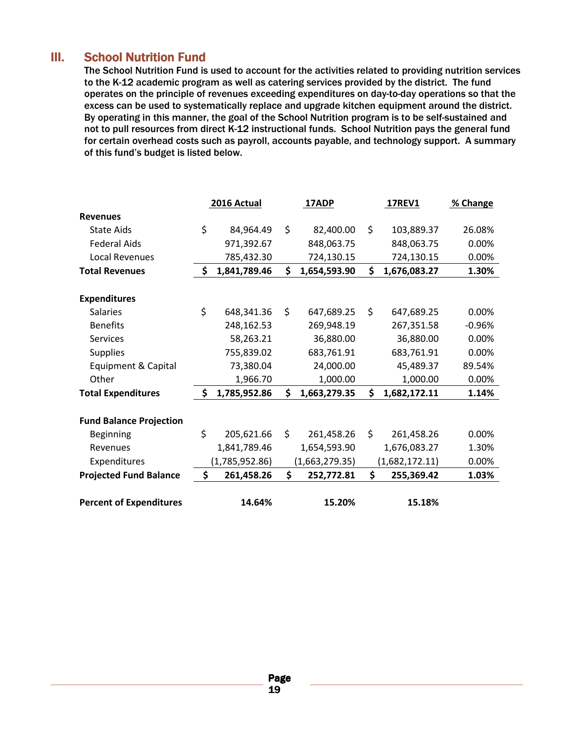## III. School Nutrition Fund

The School Nutrition Fund is used to account for the activities related to providing nutrition services to the K-12 academic program as well as catering services provided by the district. The fund operates on the principle of revenues exceeding expenditures on day-to-day operations so that the excess can be used to systematically replace and upgrade kitchen equipment around the district. By operating in this manner, the goal of the School Nutrition program is to be self-sustained and not to pull resources from direct K-12 instructional funds. School Nutrition pays the general fund for certain overhead costs such as payroll, accounts payable, and technology support. A summary of this fund's budget is listed below.

| | 2016 Actual | 17ADP | 17REV1 | % Change |
|---|---|---|---|---|
| **Revenues** | | | | |
| State Aids | $ 84,964.49 | $ 82,400.00 | $ 103,889.37 | 26.08% |
| Federal Aids | 971,392.67 | 848,063.75 | 848,063.75 | 0.00% |
| Local Revenues | 785,432.30 | 724,130.15 | 724,130.15 | 0.00% |
| **Total Revenues** | **$ 1,841,789.46** | **$ 1,654,593.90** | **$ 1,676,083.27** | **1.30%** |
| | | | | |
| **Expenditures** | | | | |
| Salaries | $ 648,341.36 | $ 647,689.25 | $ 647,689.25 | 0.00% |
| Benefits | 248,162.53 | 269,948.19 | 267,351.58 | -0.96% |
| Services | 58,263.21 | 36,880.00 | 36,880.00 | 0.00% |
| Supplies | 755,839.02 | 683,761.91 | 683,761.91 | 0.00% |
| Equipment & Capital | 73,380.04 | 24,000.00 | 45,489.37 | 89.54% |
| Other | 1,966.70 | 1,000.00 | 1,000.00 | 0.00% |
| **Total Expenditures** | **$ 1,785,952.86** | **$ 1,663,279.35** | **$ 1,682,172.11** | **1.14%** |
| | | | | |
| **Fund Balance Projection** | | | | |
| Beginning | $ 205,621.66 | $ 261,458.26 | $ 261,458.26 | 0.00% |
| Revenues | 1,841,789.46 | 1,654,593.90 | 1,676,083.27 | 1.30% |
| Expenditures | (1,785,952.86) | (1,663,279.35) | (1,682,172.11) | 0.00% |
| **Projected Fund Balance** | **$ 261,458.26** | **$ 252,772.81** | **$ 255,369.42** | **1.03%** |
| | | | | |
| **Percent of Expenditures** | **14.64%** | **15.20%** | **15.18%** | |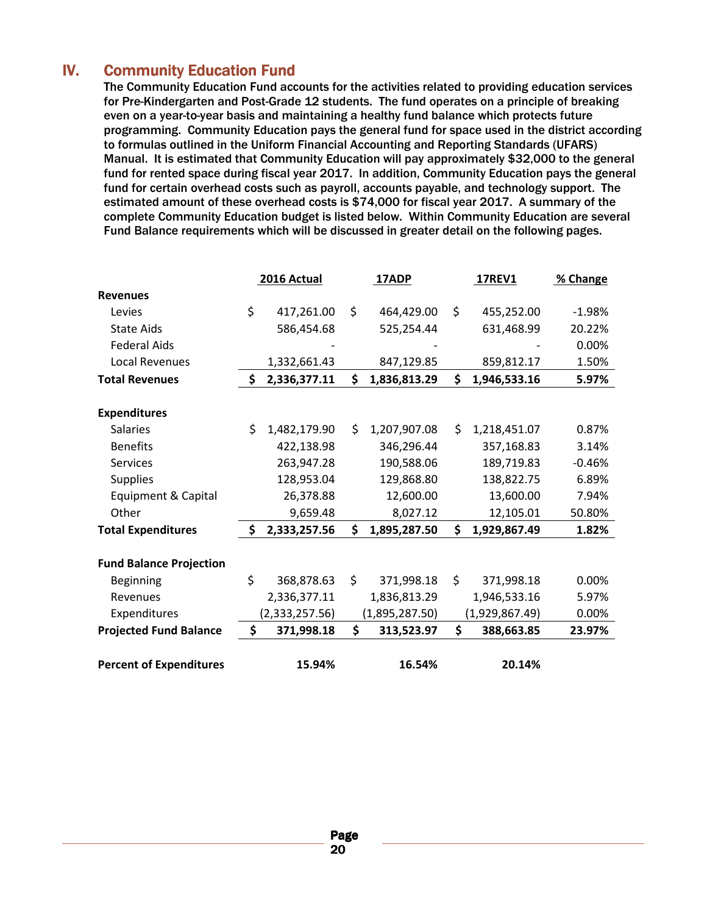## IV. Community Education Fund

The Community Education Fund accounts for the activities related to providing education services for Pre-Kindergarten and Post-Grade 12 students. The fund operates on a principle of breaking even on a year-to-year basis and maintaining a healthy fund balance which protects future programming. Community Education pays the general fund for space used in the district according to formulas outlined in the Uniform Financial Accounting and Reporting Standards (UFARS) Manual. It is estimated that Community Education will pay approximately $32,000 to the general fund for rented space during fiscal year 2017. In addition, Community Education pays the general fund for certain overhead costs such as payroll, accounts payable, and technology support. The estimated amount of these overhead costs is $74,000 for fiscal year 2017. A summary of the complete Community Education budget is listed below. Within Community Education are several Fund Balance requirements which will be discussed in greater detail on the following pages.

| | 2016 Actual | 17ADP | 17REV1 | % Change |
|---|---|---|---|---|
| **Revenues** | | | | |
| Levies | $ 417,261.00 | $ 464,429.00 | $ 455,252.00 | -1.98% |
| State Aids | 586,454.68 | 525,254.44 | 631,468.99 | 20.22% |
| Federal Aids | - | - | - | 0.00% |
| Local Revenues | 1,332,661.43 | 847,129.85 | 859,812.17 | 1.50% |
| **Total Revenues** | **$ 2,336,377.11** | **$ 1,836,813.29** | **$ 1,946,533.16** | **5.97%** |
| **Expenditures** | | | | |
| Salaries | $ 1,482,179.90 | $ 1,207,907.08 | $ 1,218,451.07 | 0.87% |
| Benefits | 422,138.98 | 346,296.44 | 357,168.83 | 3.14% |
| Services | 263,947.28 | 190,588.06 | 189,719.83 | -0.46% |
| Supplies | 128,953.04 | 129,868.80 | 138,822.75 | 6.89% |
| Equipment & Capital | 26,378.88 | 12,600.00 | 13,600.00 | 7.94% |
| Other | 9,659.48 | 8,027.12 | 12,105.01 | 50.80% |
| **Total Expenditures** | **$ 2,333,257.56** | **$ 1,895,287.50** | **$ 1,929,867.49** | **1.82%** |
| **Fund Balance Projection** | | | | |
| Beginning | $ 368,878.63 | $ 371,998.18 | $ 371,998.18 | 0.00% |
| Revenues | 2,336,377.11 | 1,836,813.29 | 1,946,533.16 | 5.97% |
| Expenditures | (2,333,257.56) | (1,895,287.50) | (1,929,867.49) | 0.00% |
| **Projected Fund Balance** | **$ 371,998.18** | **$ 313,523.97** | **$ 388,663.85** | **23.97%** |
| **Percent of Expenditures** | **15.94%** | **16.54%** | **20.14%** | |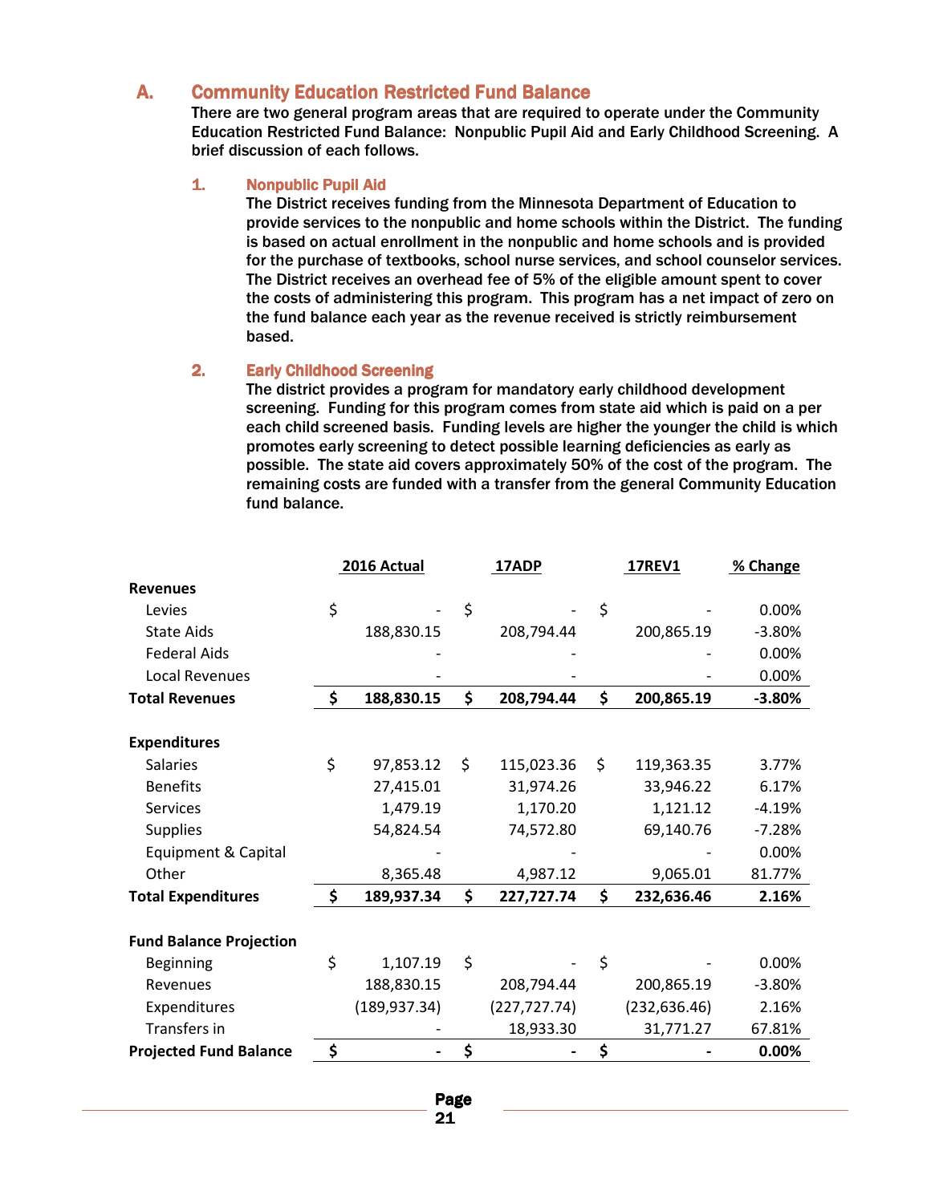## A. Community Education Restricted Fund Balance

**There are two general program areas that are required to operate under the Community Education Restricted Fund Balance: Nonpublic Pupil Aid and Early Childhood Screening. A brief discussion of each follows.**

### 1. Nonpublic Pupil Aid

**The District receives funding from the Minnesota Department of Education to provide services to the nonpublic and home schools within the District. The funding is based on actual enrollment in the nonpublic and home schools and is provided for the purchase of textbooks, school nurse services, and school counselor services. The District receives an overhead fee of 5% of the eligible amount spent to cover the costs of administering this program. This program has a net impact of zero on the fund balance each year as the revenue received is strictly reimbursement based.**

### 2. Early Childhood Screening

**The district provides a program for mandatory early childhood development screening. Funding for this program comes from state aid which is paid on a per each child screened basis. Funding levels are higher the younger the child is which promotes early screening to detect possible learning deficiencies as early as possible. The state aid covers approximately 50% of the cost of the program. The remaining costs are funded with a transfer from the general Community Education fund balance.**

| | 2016 Actual | 17ADP | 17REV1 | % Change |
|---|---|---|---|---|
| **Revenues** | | | | |
| Levies | $ - | $ - | $ - | 0.00% |
| State Aids | 188,830.15 | 208,794.44 | 200,865.19 | -3.80% |
| Federal Aids | - | - | - | 0.00% |
| Local Revenues | - | - | - | 0.00% |
| **Total Revenues** | **$ 188,830.15** | **$ 208,794.44** | **$ 200,865.19** | **-3.80%** |
| | | | | |
| **Expenditures** | | | | |
| Salaries | $ 97,853.12 | $ 115,023.36 | $ 119,363.35 | 3.77% |
| Benefits | 27,415.01 | 31,974.26 | 33,946.22 | 6.17% |
| Services | 1,479.19 | 1,170.20 | 1,121.12 | -4.19% |
| Supplies | 54,824.54 | 74,572.80 | 69,140.76 | -7.28% |
| Equipment & Capital | - | - | - | 0.00% |
| Other | 8,365.48 | 4,987.12 | 9,065.01 | 81.77% |
| **Total Expenditures** | **$ 189,937.34** | **$ 227,727.74** | **$ 232,636.46** | **2.16%** |
| | | | | |
| **Fund Balance Projection** | | | | |
| Beginning | $ 1,107.19 | $ - | $ - | 0.00% |
| Revenues | 188,830.15 | 208,794.44 | 200,865.19 | -3.80% |
| Expenditures | (189,937.34) | (227,727.74) | (232,636.46) | 2.16% |
| Transfers in | - | 18,933.30 | 31,771.27 | 67.81% |
| **Projected Fund Balance** | **$ -** | **$ -** | **$ -** | **0.00%** |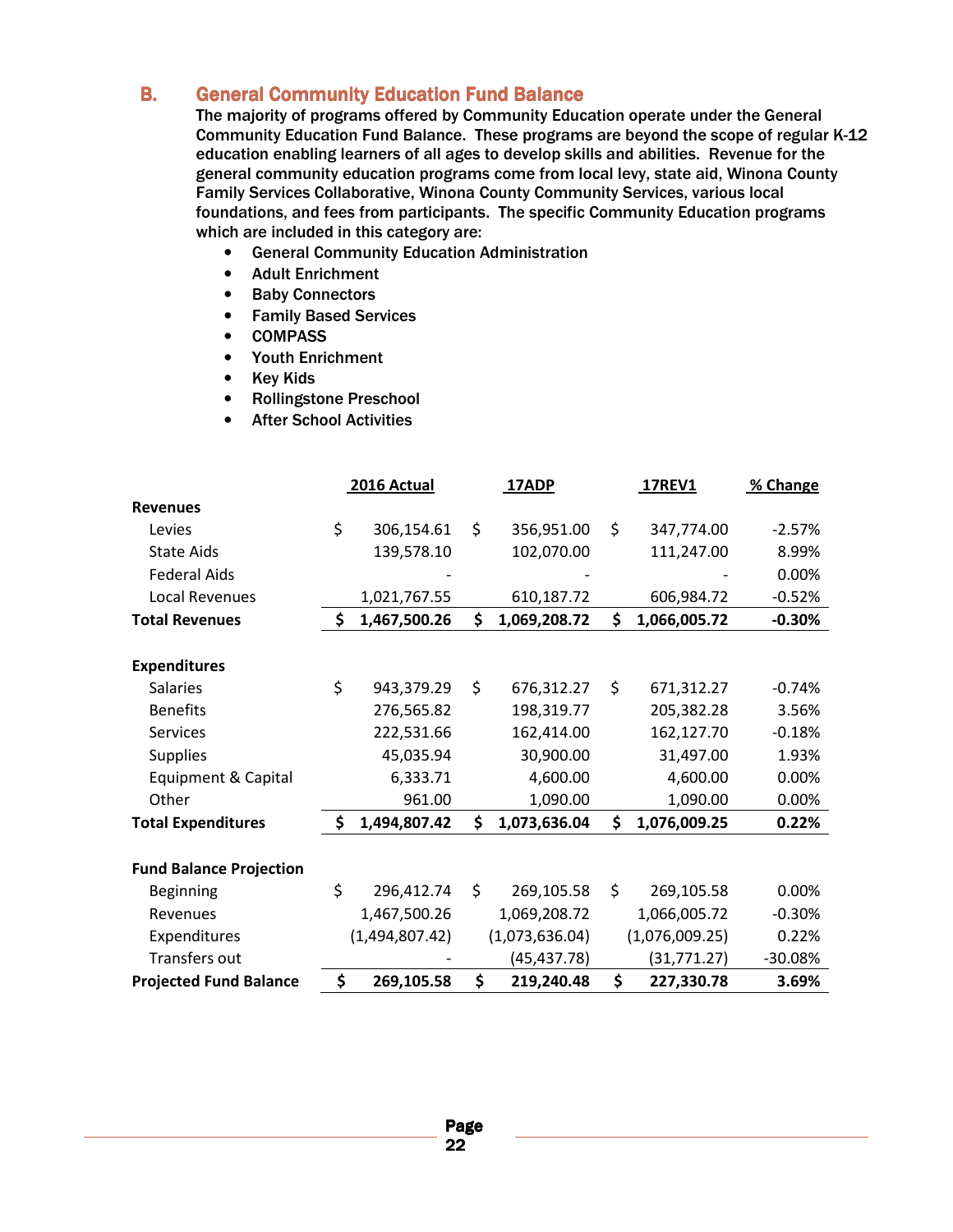## B. General Community Education Fund Balance

The majority of programs offered by Community Education operate under the General Community Education Fund Balance. These programs are beyond the scope of regular K-12 education enabling learners of all ages to develop skills and abilities. Revenue for the general community education programs come from local levy, state aid, Winona County Family Services Collaborative, Winona County Community Services, various local foundations, and fees from participants. The specific Community Education programs which are included in this category are:

- General Community Education Administration
- Adult Enrichment
- Baby Connectors
- Family Based Services
- COMPASS
- Youth Enrichment
- Key Kids
- Rollingstone Preschool
- After School Activities

| | 2016 Actual | 17ADP | 17REV1 | % Change |
|---|---|---|---|---|
| **Revenues** | | | | |
| Levies | $ 306,154.61 | $ 356,951.00 | $ 347,774.00 | -2.57% |
| State Aids | 139,578.10 | 102,070.00 | 111,247.00 | 8.99% |
| Federal Aids | - | - | - | 0.00% |
| Local Revenues | 1,021,767.55 | 610,187.72 | 606,984.72 | -0.52% |
| **Total Revenues** | **$ 1,467,500.26** | **$ 1,069,208.72** | **$ 1,066,005.72** | **-0.30%** |
| | | | | |
| **Expenditures** | | | | |
| Salaries | $ 943,379.29 | $ 676,312.27 | $ 671,312.27 | -0.74% |
| Benefits | 276,565.82 | 198,319.77 | 205,382.28 | 3.56% |
| Services | 222,531.66 | 162,414.00 | 162,127.70 | -0.18% |
| Supplies | 45,035.94 | 30,900.00 | 31,497.00 | 1.93% |
| Equipment & Capital | 6,333.71 | 4,600.00 | 4,600.00 | 0.00% |
| Other | 961.00 | 1,090.00 | 1,090.00 | 0.00% |
| **Total Expenditures** | **$ 1,494,807.42** | **$ 1,073,636.04** | **$ 1,076,009.25** | **0.22%** |
| | | | | |
| **Fund Balance Projection** | | | | |
| Beginning | $ 296,412.74 | $ 269,105.58 | $ 269,105.58 | 0.00% |
| Revenues | 1,467,500.26 | 1,069,208.72 | 1,066,005.72 | -0.30% |
| Expenditures | (1,494,807.42) | (1,073,636.04) | (1,076,009.25) | 0.22% |
| Transfers out | - | (45,437.78) | (31,771.27) | -30.08% |
| **Projected Fund Balance** | **$ 269,105.58** | **$ 219,240.48** | **$ 227,330.78** | **3.69%** |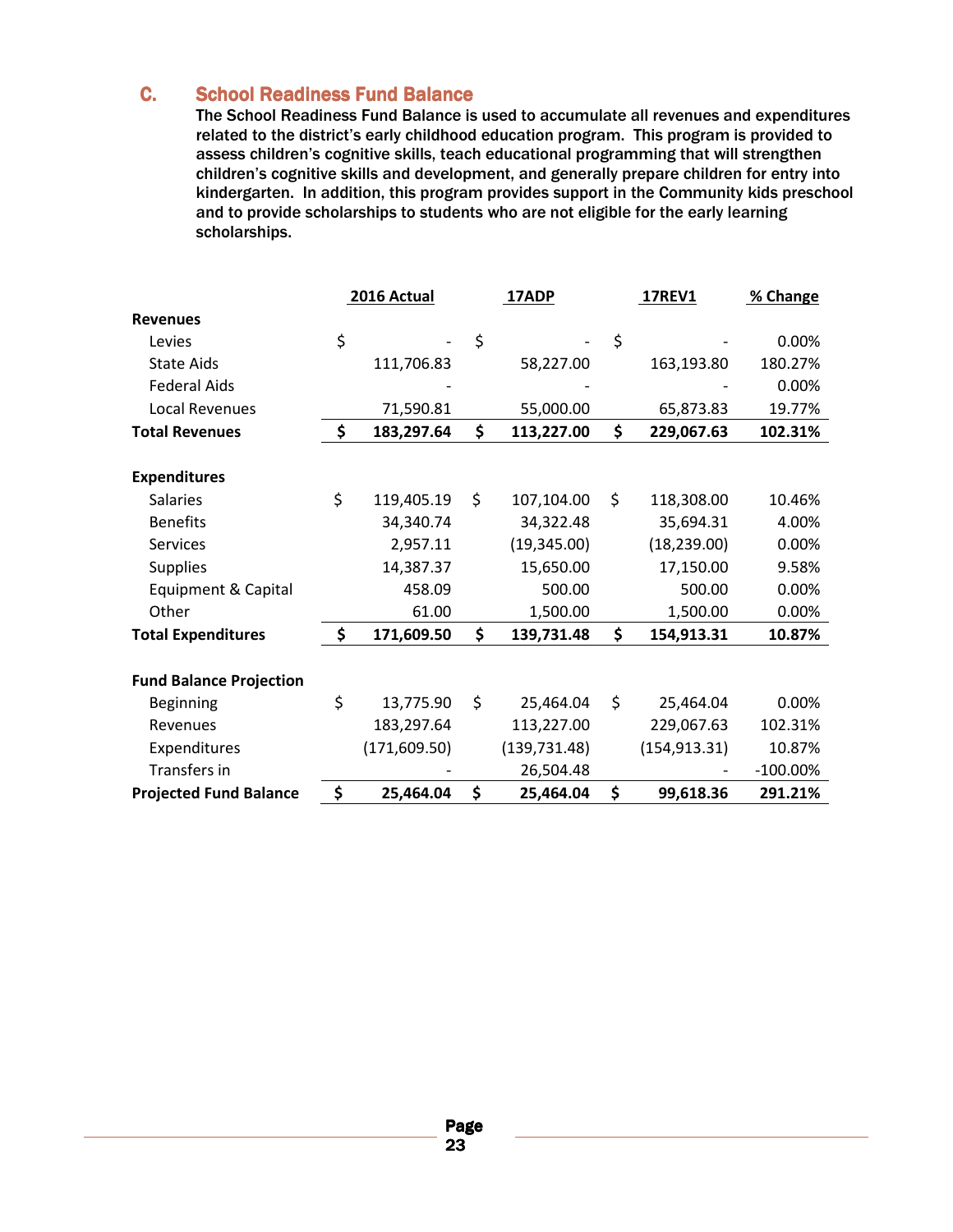## C. School Readiness Fund Balance

The School Readiness Fund Balance is used to accumulate all revenues and expenditures related to the district's early childhood education program. This program is provided to assess children's cognitive skills, teach educational programming that will strengthen children's cognitive skills and development, and generally prepare children for entry into kindergarten. In addition, this program provides support in the Community kids preschool and to provide scholarships to students who are not eligible for the early learning scholarships.

| | 2016 Actual | 17ADP | 17REV1 | % Change |
|---|---|---|---|---|
| **Revenues** | | | | |
| Levies | $ - | $ - | $ - | 0.00% |
| State Aids | 111,706.83 | 58,227.00 | 163,193.80 | 180.27% |
| Federal Aids | - | - | - | 0.00% |
| Local Revenues | 71,590.81 | 55,000.00 | 65,873.83 | 19.77% |
| **Total Revenues** | **$ 183,297.64** | **$ 113,227.00** | **$ 229,067.63** | **102.31%** |
| | | | | |
| **Expenditures** | | | | |
| Salaries | $ 119,405.19 | $ 107,104.00 | $ 118,308.00 | 10.46% |
| Benefits | 34,340.74 | 34,322.48 | 35,694.31 | 4.00% |
| Services | 2,957.11 | (19,345.00) | (18,239.00) | 0.00% |
| Supplies | 14,387.37 | 15,650.00 | 17,150.00 | 9.58% |
| Equipment & Capital | 458.09 | 500.00 | 500.00 | 0.00% |
| Other | 61.00 | 1,500.00 | 1,500.00 | 0.00% |
| **Total Expenditures** | **$ 171,609.50** | **$ 139,731.48** | **$ 154,913.31** | **10.87%** |
| | | | | |
| **Fund Balance Projection** | | | | |
| Beginning | $ 13,775.90 | $ 25,464.04 | $ 25,464.04 | 0.00% |
| Revenues | 183,297.64 | 113,227.00 | 229,067.63 | 102.31% |
| Expenditures | (171,609.50) | (139,731.48) | (154,913.31) | 10.87% |
| Transfers in | - | 26,504.48 | - | -100.00% |
| **Projected Fund Balance** | **$ 25,464.04** | **$ 25,464.04** | **$ 99,618.36** | **291.21%** |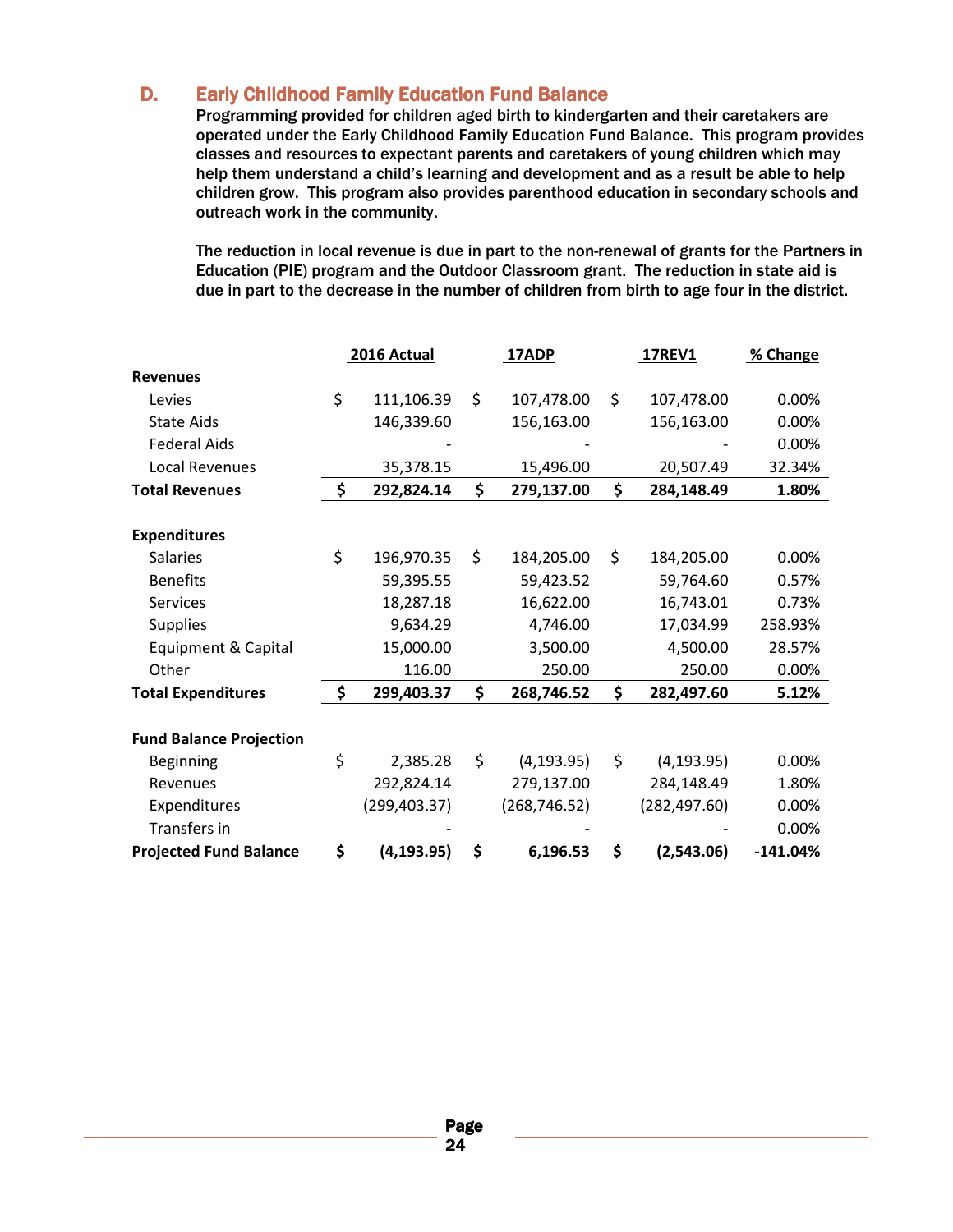## D. Early Childhood Family Education Fund Balance

Programming provided for children aged birth to kindergarten and their caretakers are operated under the Early Childhood Family Education Fund Balance. This program provides classes and resources to expectant parents and caretakers of young children which may help them understand a child's learning and development and as a result be able to help children grow. This program also provides parenthood education in secondary schools and outreach work in the community.

The reduction in local revenue is due in part to the non-renewal of grants for the Partners in Education (PIE) program and the Outdoor Classroom grant. The reduction in state aid is due in part to the decrease in the number of children from birth to age four in the district.

| | 2016 Actual | 17ADP | 17REV1 | % Change |
|---|---|---|---|---|
| **Revenues** | | | | |
| Levies | $ 111,106.39 | $ 107,478.00 | $ 107,478.00 | 0.00% |
| State Aids | 146,339.60 | 156,163.00 | 156,163.00 | 0.00% |
| Federal Aids | - | - | - | 0.00% |
| Local Revenues | 35,378.15 | 15,496.00 | 20,507.49 | 32.34% |
| **Total Revenues** | **$ 292,824.14** | **$ 279,137.00** | **$ 284,148.49** | **1.80%** |
| | | | | |
| **Expenditures** | | | | |
| Salaries | $ 196,970.35 | $ 184,205.00 | $ 184,205.00 | 0.00% |
| Benefits | 59,395.55 | 59,423.52 | 59,764.60 | 0.57% |
| Services | 18,287.18 | 16,622.00 | 16,743.01 | 0.73% |
| Supplies | 9,634.29 | 4,746.00 | 17,034.99 | 258.93% |
| Equipment & Capital | 15,000.00 | 3,500.00 | 4,500.00 | 28.57% |
| Other | 116.00 | 250.00 | 250.00 | 0.00% |
| **Total Expenditures** | **$ 299,403.37** | **$ 268,746.52** | **$ 282,497.60** | **5.12%** |
| | | | | |
| **Fund Balance Projection** | | | | |
| Beginning | $ 2,385.28 | $ (4,193.95) | $ (4,193.95) | 0.00% |
| Revenues | 292,824.14 | 279,137.00 | 284,148.49 | 1.80% |
| Expenditures | (299,403.37) | (268,746.52) | (282,497.60) | 0.00% |
| Transfers in | - | - | - | 0.00% |
| **Projected Fund Balance** | **$ (4,193.95)** | **$ 6,196.53** | **$ (2,543.06)** | **-141.04%** |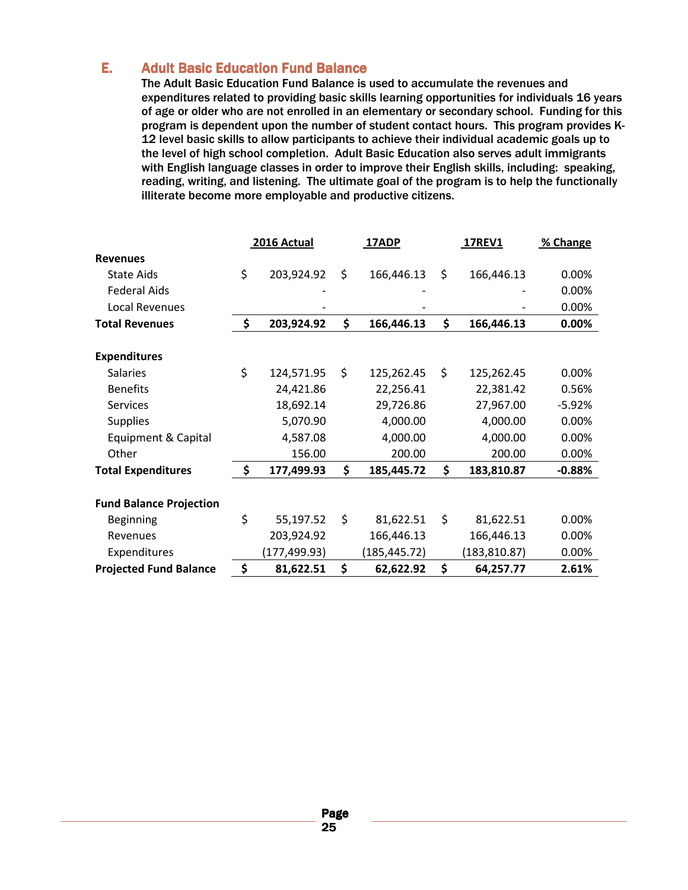## E. Adult Basic Education Fund Balance

The Adult Basic Education Fund Balance is used to accumulate the revenues and expenditures related to providing basic skills learning opportunities for individuals 16 years of age or older who are not enrolled in an elementary or secondary school. Funding for this program is dependent upon the number of student contact hours. This program provides K-12 level basic skills to allow participants to achieve their individual academic goals up to the level of high school completion. Adult Basic Education also serves adult immigrants with English language classes in order to improve their English skills, including: speaking, reading, writing, and listening. The ultimate goal of the program is to help the functionally illiterate become more employable and productive citizens.

| | 2016 Actual | 17ADP | 17REV1 | % Change |
|---|---|---|---|---|
| **Revenues** | | | | |
| State Aids | $ 203,924.92 | $ 166,446.13 | $ 166,446.13 | 0.00% |
| Federal Aids | - | - | - | 0.00% |
| Local Revenues | - | - | - | 0.00% |
| **Total Revenues** | **$ 203,924.92** | **$ 166,446.13** | **$ 166,446.13** | **0.00%** |
| | | | | |
| **Expenditures** | | | | |
| Salaries | $ 124,571.95 | $ 125,262.45 | $ 125,262.45 | 0.00% |
| Benefits | 24,421.86 | 22,256.41 | 22,381.42 | 0.56% |
| Services | 18,692.14 | 29,726.86 | 27,967.00 | -5.92% |
| Supplies | 5,070.90 | 4,000.00 | 4,000.00 | 0.00% |
| Equipment & Capital | 4,587.08 | 4,000.00 | 4,000.00 | 0.00% |
| Other | 156.00 | 200.00 | 200.00 | 0.00% |
| **Total Expenditures** | **$ 177,499.93** | **$ 185,445.72** | **$ 183,810.87** | **-0.88%** |
| | | | | |
| **Fund Balance Projection** | | | | |
| Beginning | $ 55,197.52 | $ 81,622.51 | $ 81,622.51 | 0.00% |
| Revenues | 203,924.92 | 166,446.13 | 166,446.13 | 0.00% |
| Expenditures | (177,499.93) | (185,445.72) | (183,810.87) | 0.00% |
| **Projected Fund Balance** | **$ 81,622.51** | **$ 62,622.92** | **$ 64,257.77** | **2.61%** |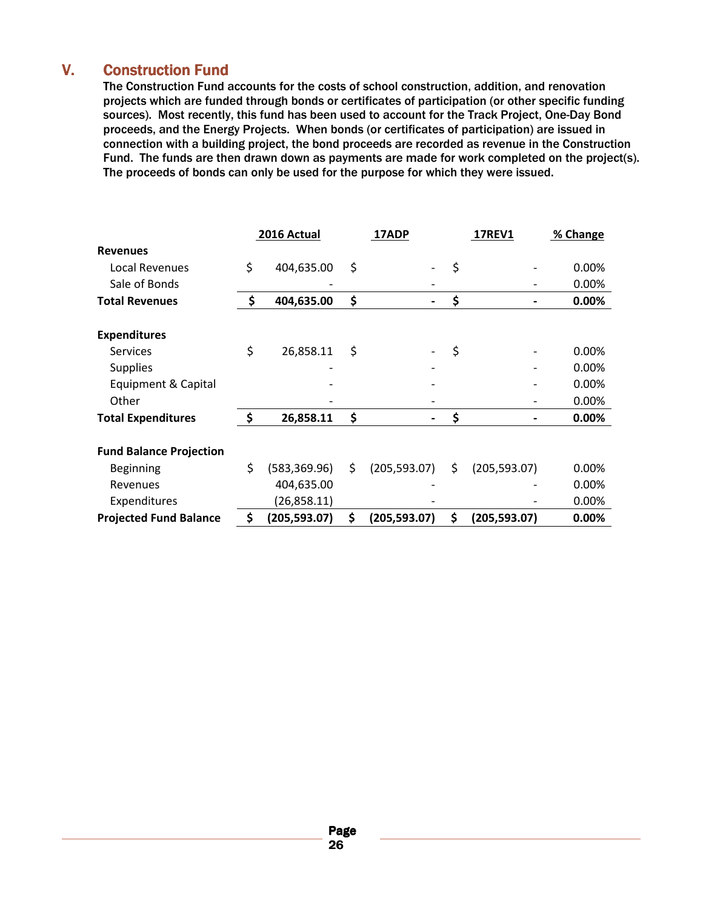## V. Construction Fund

The Construction Fund accounts for the costs of school construction, addition, and renovation projects which are funded through bonds or certificates of participation (or other specific funding sources). Most recently, this fund has been used to account for the Track Project, One-Day Bond proceeds, and the Energy Projects. When bonds (or certificates of participation) are issued in connection with a building project, the bond proceeds are recorded as revenue in the Construction Fund. The funds are then drawn down as payments are made for work completed on the project(s). The proceeds of bonds can only be used for the purpose for which they were issued.

| | 2016 Actual | 17ADP | 17REV1 | % Change |
|---|---|---|---|---|
| **Revenues** | | | | |
| Local Revenues | $ 404,635.00 | $ - | $ - | 0.00% |
| Sale of Bonds | - | - | - | 0.00% |
| **Total Revenues** | **$ 404,635.00** | **$ -** | **$ -** | **0.00%** |
| | | | | |
| **Expenditures** | | | | |
| Services | $ 26,858.11 | $ - | $ - | 0.00% |
| Supplies | - | - | - | 0.00% |
| Equipment & Capital | - | - | - | 0.00% |
| Other | - | - | - | 0.00% |
| **Total Expenditures** | **$ 26,858.11** | **$ -** | **$ -** | **0.00%** |
| | | | | |
| **Fund Balance Projection** | | | | |
| Beginning | $ (583,369.96) | $ (205,593.07) | $ (205,593.07) | 0.00% |
| Revenues | 404,635.00 | - | - | 0.00% |
| Expenditures | (26,858.11) | - | - | 0.00% |
| **Projected Fund Balance** | **$ (205,593.07)** | **$ (205,593.07)** | **$ (205,593.07)** | **0.00%** |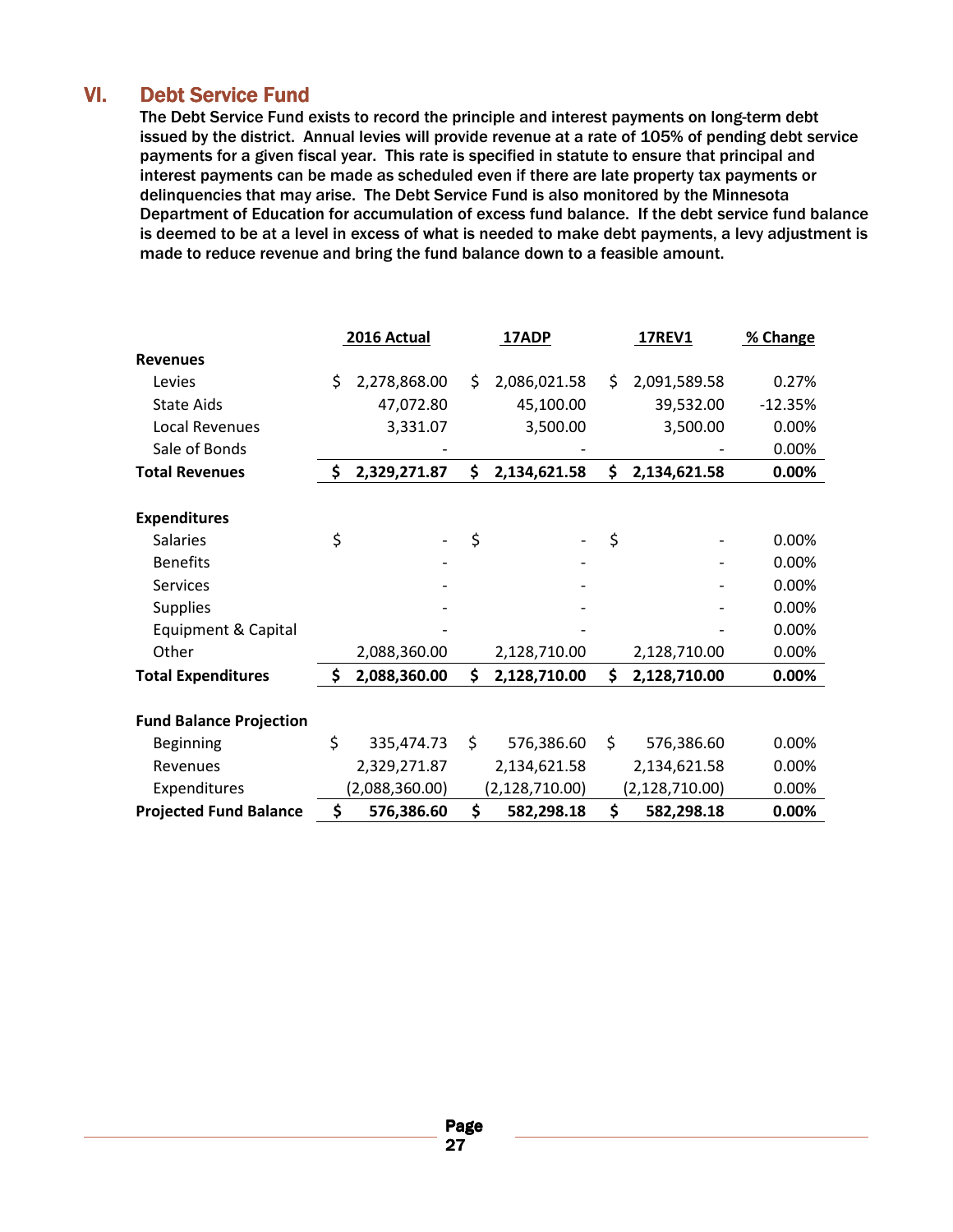## VI. Debt Service Fund

**The Debt Service Fund exists to record the principle and interest payments on long-term debt issued by the district. Annual levies will provide revenue at a rate of 105% of pending debt service payments for a given fiscal year. This rate is specified in statute to ensure that principal and interest payments can be made as scheduled even if there are late property tax payments or delinquencies that may arise. The Debt Service Fund is also monitored by the Minnesota Department of Education for accumulation of excess fund balance. If the debt service fund balance is deemed to be at a level in excess of what is needed to make debt payments, a levy adjustment is made to reduce revenue and bring the fund balance down to a feasible amount.**

| | 2016 Actual | 17ADP | 17REV1 | % Change |
|---|---|---|---|---|
| **Revenues** | | | | |
| Levies | $ 2,278,868.00 | $ 2,086,021.58 | $ 2,091,589.58 | 0.27% |
| State Aids | 47,072.80 | 45,100.00 | 39,532.00 | -12.35% |
| Local Revenues | 3,331.07 | 3,500.00 | 3,500.00 | 0.00% |
| Sale of Bonds | - | - | - | 0.00% |
| **Total Revenues** | **$ 2,329,271.87** | **$ 2,134,621.58** | **$ 2,134,621.58** | **0.00%** |
| | | | | |
| **Expenditures** | | | | |
| Salaries | $ - | $ - | $ - | 0.00% |
| Benefits | - | - | - | 0.00% |
| Services | - | - | - | 0.00% |
| Supplies | - | - | - | 0.00% |
| Equipment & Capital | - | - | - | 0.00% |
| Other | 2,088,360.00 | 2,128,710.00 | 2,128,710.00 | 0.00% |
| **Total Expenditures** | **$ 2,088,360.00** | **$ 2,128,710.00** | **$ 2,128,710.00** | **0.00%** |
| | | | | |
| **Fund Balance Projection** | | | | |
| Beginning | $ 335,474.73 | $ 576,386.60 | $ 576,386.60 | 0.00% |
| Revenues | 2,329,271.87 | 2,134,621.58 | 2,134,621.58 | 0.00% |
| Expenditures | (2,088,360.00) | (2,128,710.00) | (2,128,710.00) | 0.00% |
| **Projected Fund Balance** | **$ 576,386.60** | **$ 582,298.18** | **$ 582,298.18** | **0.00%** |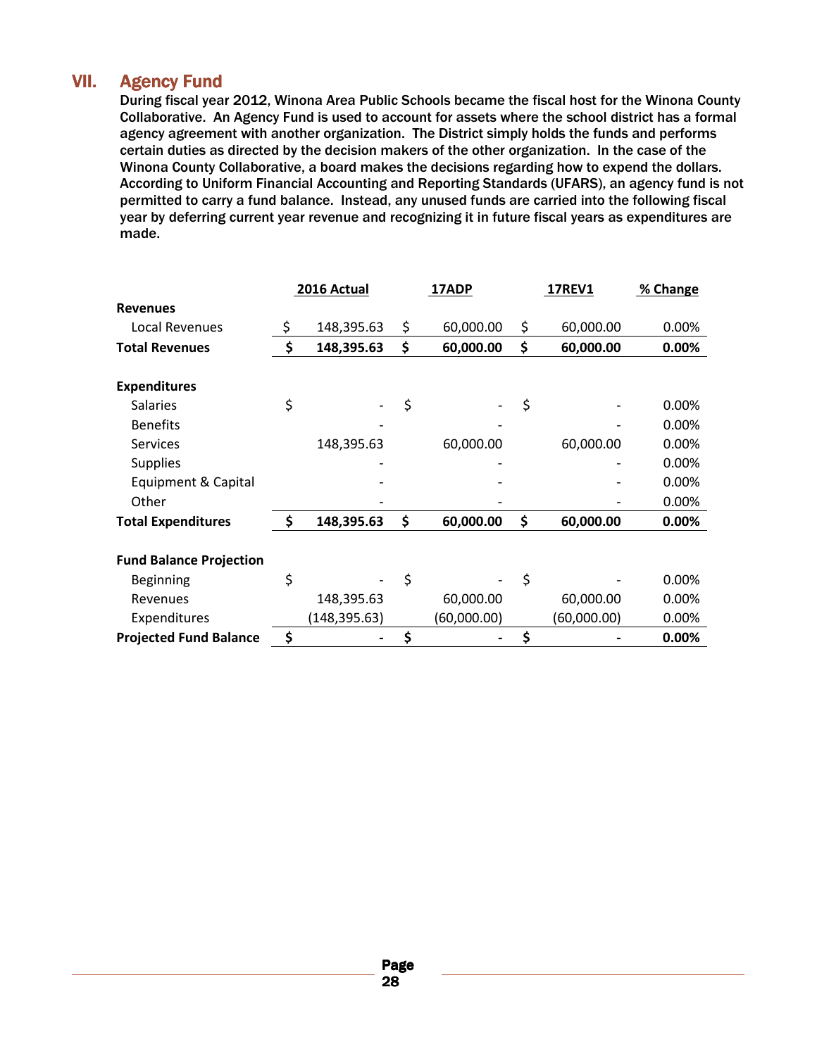## VII. Agency Fund

**During fiscal year 2012, Winona Area Public Schools became the fiscal host for the Winona County Collaborative. An Agency Fund is used to account for assets where the school district has a formal agency agreement with another organization. The District simply holds the funds and performs certain duties as directed by the decision makers of the other organization. In the case of the Winona County Collaborative, a board makes the decisions regarding how to expend the dollars. According to Uniform Financial Accounting and Reporting Standards (UFARS), an agency fund is not permitted to carry a fund balance. Instead, any unused funds are carried into the following fiscal year by deferring current year revenue and recognizing it in future fiscal years as expenditures are made.**

| | 2016 Actual | 17ADP | 17REV1 | % Change |
|---|---|---|---|---|
| **Revenues** | | | | |
| Local Revenues | $ 148,395.63 | $ 60,000.00 | $ 60,000.00 | 0.00% |
| **Total Revenues** | **$ 148,395.63** | **$ 60,000.00** | **$ 60,000.00** | **0.00%** |
| | | | | |
| **Expenditures** | | | | |
| Salaries | $ - | $ - | $ - | 0.00% |
| Benefits | - | - | - | 0.00% |
| Services | 148,395.63 | 60,000.00 | 60,000.00 | 0.00% |
| Supplies | - | - | - | 0.00% |
| Equipment & Capital | - | - | - | 0.00% |
| Other | - | - | - | 0.00% |
| **Total Expenditures** | **$ 148,395.63** | **$ 60,000.00** | **$ 60,000.00** | **0.00%** |
| | | | | |
| **Fund Balance Projection** | | | | |
| Beginning | $ - | $ - | $ - | 0.00% |
| Revenues | 148,395.63 | 60,000.00 | 60,000.00 | 0.00% |
| Expenditures | (148,395.63) | (60,000.00) | (60,000.00) | 0.00% |
| **Projected Fund Balance** | **$ -** | **$ -** | **$ -** | **0.00%** |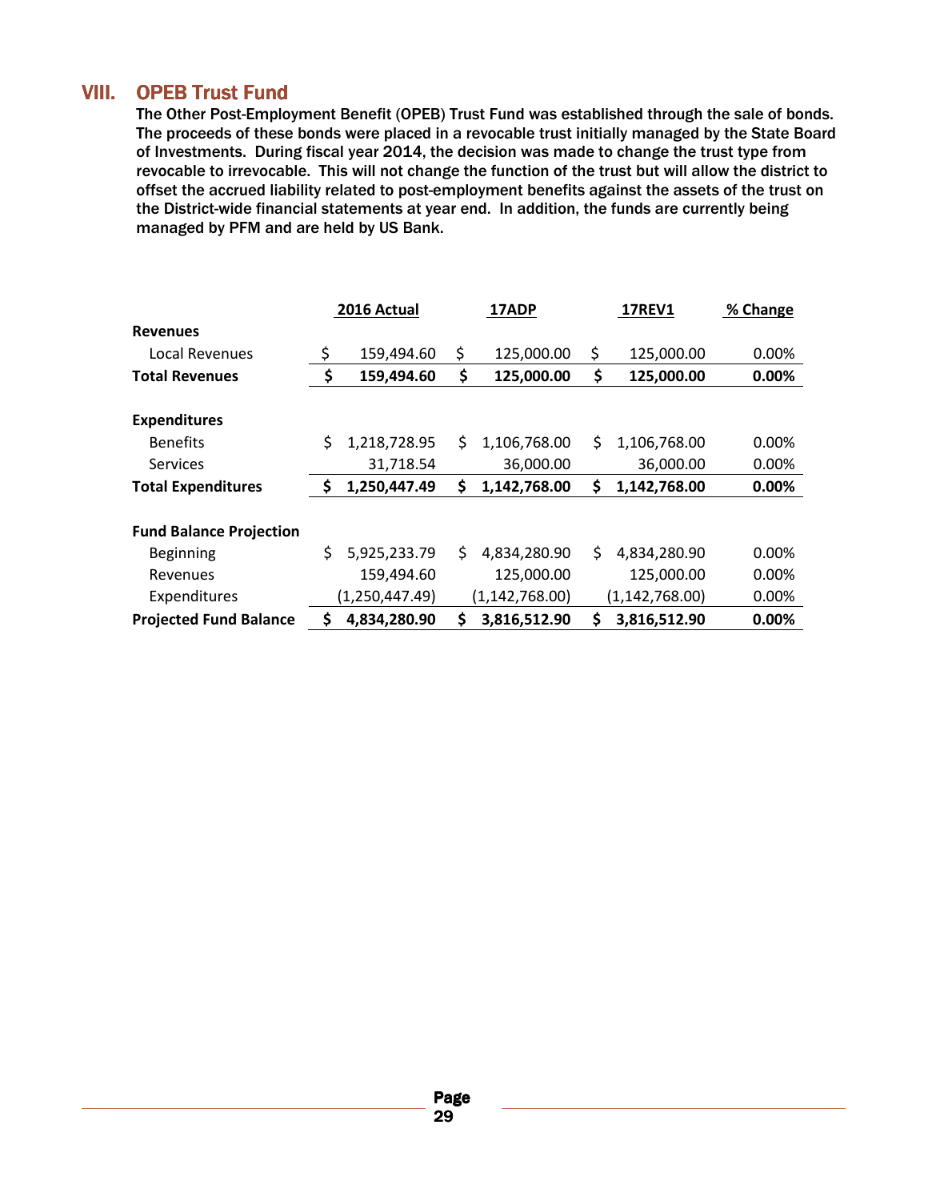## VIII. OPEB Trust Fund

**The Other Post-Employment Benefit (OPEB) Trust Fund was established through the sale of bonds. The proceeds of these bonds were placed in a revocable trust initially managed by the State Board of Investments. During fiscal year 2014, the decision was made to change the trust type from revocable to irrevocable. This will not change the function of the trust but will allow the district to offset the accrued liability related to post-employment benefits against the assets of the trust on the District-wide financial statements at year end. In addition, the funds are currently being managed by PFM and are held by US Bank.**

| | 2016 Actual | 17ADP | 17REV1 | % Change |
|---|---|---|---|---|
| **Revenues** | | | | |
| Local Revenues | $ 159,494.60 | $ 125,000.00 | $ 125,000.00 | 0.00% |
| **Total Revenues** | **$ 159,494.60** | **$ 125,000.00** | **$ 125,000.00** | **0.00%** |
| | | | | |
| **Expenditures** | | | | |
| Benefits | $ 1,218,728.95 | $ 1,106,768.00 | $ 1,106,768.00 | 0.00% |
| Services | 31,718.54 | 36,000.00 | 36,000.00 | 0.00% |
| **Total Expenditures** | **$ 1,250,447.49** | **$ 1,142,768.00** | **$ 1,142,768.00** | **0.00%** |
| | | | | |
| **Fund Balance Projection** | | | | |
| Beginning | $ 5,925,233.79 | $ 4,834,280.90 | $ 4,834,280.90 | 0.00% |
| Revenues | 159,494.60 | 125,000.00 | 125,000.00 | 0.00% |
| Expenditures | (1,250,447.49) | (1,142,768.00) | (1,142,768.00) | 0.00% |
| **Projected Fund Balance** | **$ 4,834,280.90** | **$ 3,816,512.90** | **$ 3,816,512.90** | **0.00%** |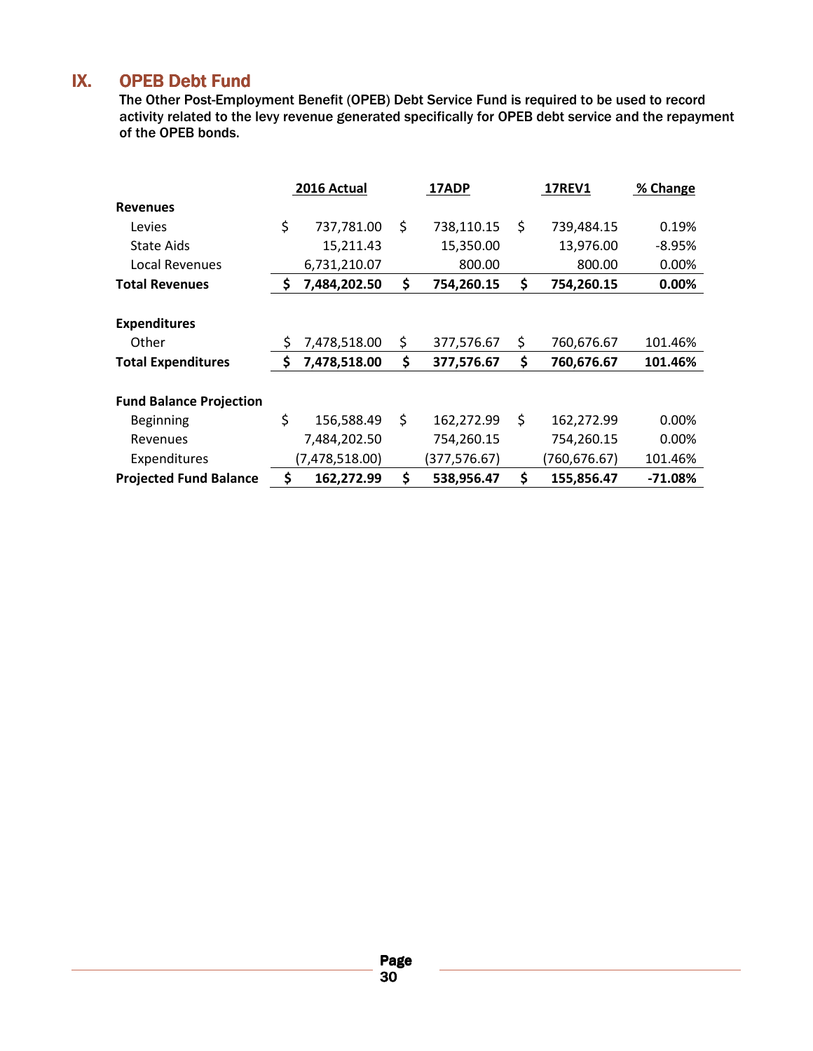## IX. OPEB Debt Fund

**The Other Post-Employment Benefit (OPEB) Debt Service Fund is required to be used to record activity related to the levy revenue generated specifically for OPEB debt service and the repayment of the OPEB bonds.**

| | 2016 Actual | 17ADP | 17REV1 | % Change |
|---|---|---|---|---|
| **Revenues** | | | | |
| Levies | $ 737,781.00 | $ 738,110.15 | $ 739,484.15 | 0.19% |
| State Aids | 15,211.43 | 15,350.00 | 13,976.00 | -8.95% |
| Local Revenues | 6,731,210.07 | 800.00 | 800.00 | 0.00% |
| **Total Revenues** | **$ 7,484,202.50** | **$ 754,260.15** | **$ 754,260.15** | **0.00%** |
| | | | | |
| **Expenditures** | | | | |
| Other | $ 7,478,518.00 | $ 377,576.67 | $ 760,676.67 | 101.46% |
| **Total Expenditures** | **$ 7,478,518.00** | **$ 377,576.67** | **$ 760,676.67** | **101.46%** |
| | | | | |
| **Fund Balance Projection** | | | | |
| Beginning | $ 156,588.49 | $ 162,272.99 | $ 162,272.99 | 0.00% |
| Revenues | 7,484,202.50 | 754,260.15 | 754,260.15 | 0.00% |
| Expenditures | (7,478,518.00) | (377,576.67) | (760,676.67) | 101.46% |
| **Projected Fund Balance** | **$ 162,272.99** | **$ 538,956.47** | **$ 155,856.47** | **-71.08%** |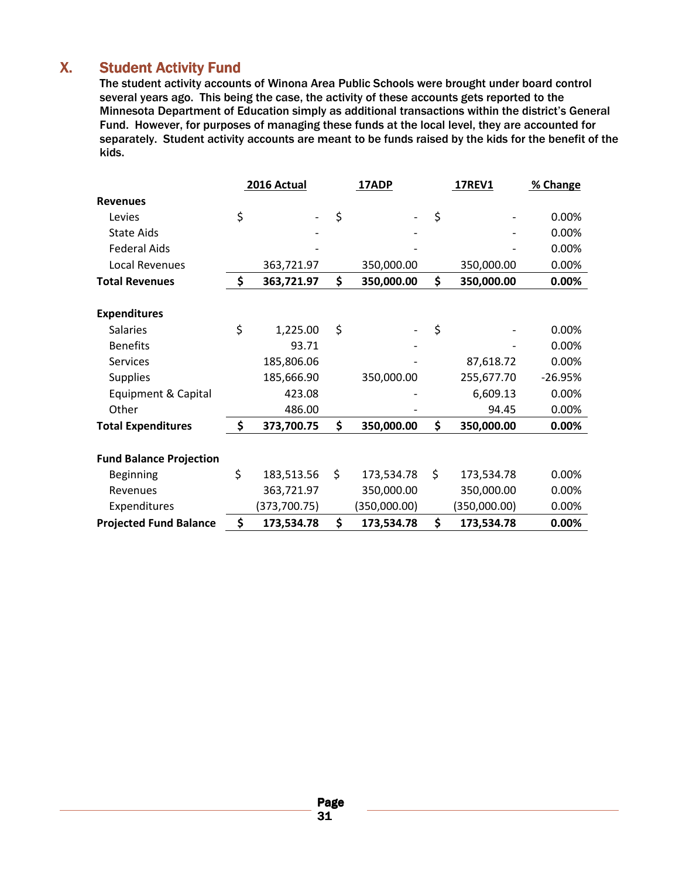## X. Student Activity Fund

The student activity accounts of Winona Area Public Schools were brought under board control several years ago. This being the case, the activity of these accounts gets reported to the Minnesota Department of Education simply as additional transactions within the district's General Fund. However, for purposes of managing these funds at the local level, they are accounted for separately. Student activity accounts are meant to be funds raised by the kids for the benefit of the kids.

| | 2016 Actual | 17ADP | 17REV1 | % Change |
|---|---|---|---|---|
| **Revenues** | | | | |
| Levies | $ - | $ - | $ - | 0.00% |
| State Aids | - | - | - | 0.00% |
| Federal Aids | - | - | - | 0.00% |
| Local Revenues | 363,721.97 | 350,000.00 | 350,000.00 | 0.00% |
| **Total Revenues** | **$ 363,721.97** | **$ 350,000.00** | **$ 350,000.00** | **0.00%** |
| | | | | |
| **Expenditures** | | | | |
| Salaries | $ 1,225.00 | $ - | $ - | 0.00% |
| Benefits | 93.71 | - | - | 0.00% |
| Services | 185,806.06 | - | 87,618.72 | 0.00% |
| Supplies | 185,666.90 | 350,000.00 | 255,677.70 | -26.95% |
| Equipment & Capital | 423.08 | - | 6,609.13 | 0.00% |
| Other | 486.00 | - | 94.45 | 0.00% |
| **Total Expenditures** | **$ 373,700.75** | **$ 350,000.00** | **$ 350,000.00** | **0.00%** |
| | | | | |
| **Fund Balance Projection** | | | | |
| Beginning | $ 183,513.56 | $ 173,534.78 | $ 173,534.78 | 0.00% |
| Revenues | 363,721.97 | 350,000.00 | 350,000.00 | 0.00% |
| Expenditures | (373,700.75) | (350,000.00) | (350,000.00) | 0.00% |
| **Projected Fund Balance** | **$ 173,534.78** | **$ 173,534.78** | **$ 173,534.78** | **0.00%** |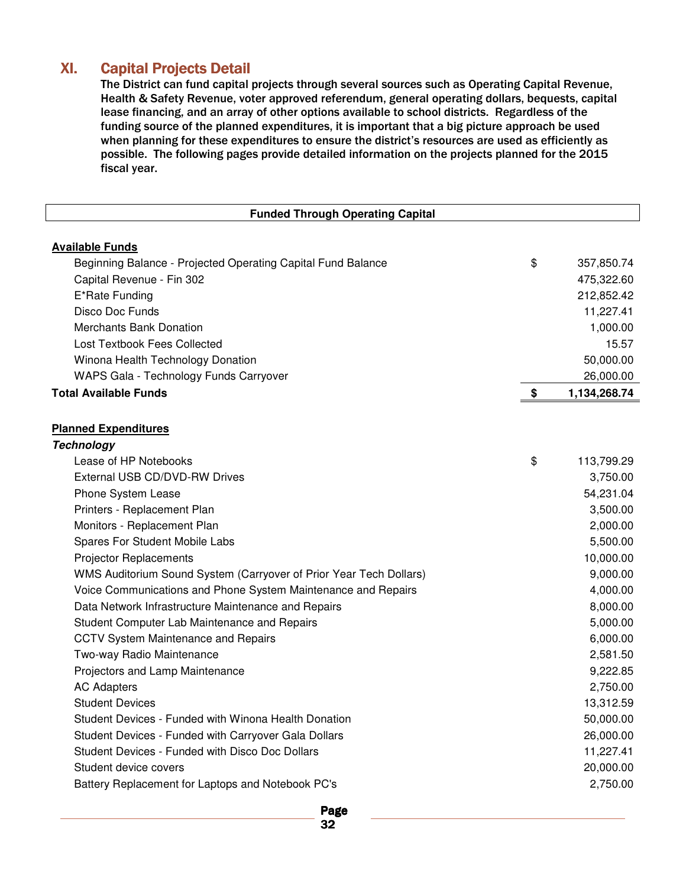# XI. Capital Projects Detail

**The District can fund capital projects through several sources such as Operating Capital Revenue, Health & Safety Revenue, voter approved referendum, general operating dollars, bequests, capital lease financing, and an array of other options available to school districts. Regardless of the funding source of the planned expenditures, it is important that a big picture approach be used when planning for these expenditures to ensure the district's resources are used as efficiently as possible. The following pages provide detailed information on the projects planned for the 2015 fiscal year.**

**Funded Through Operating Capital**

| | | |
|---|---|---|
| **Available Funds** | | |
| Beginning Balance - Projected Operating Capital Fund Balance | $ | 357,850.74 |
| Capital Revenue - Fin 302 | | 475,322.60 |
| E*Rate Funding | | 212,852.42 |
| Disco Doc Funds | | 11,227.41 |
| Merchants Bank Donation | | 1,000.00 |
| Lost Textbook Fees Collected | | 15.57 |
| Winona Health Technology Donation | | 50,000.00 |
| WAPS Gala - Technology Funds Carryover | | 26,000.00 |
| **Total Available Funds** | **$** | **1,134,268.74** |
| | | |
| **Planned Expenditures** | | |
| ***Technology*** | | |
| Lease of HP Notebooks | $ | 113,799.29 |
| External USB CD/DVD-RW Drives | | 3,750.00 |
| Phone System Lease | | 54,231.04 |
| Printers - Replacement Plan | | 3,500.00 |
| Monitors - Replacement Plan | | 2,000.00 |
| Spares For Student Mobile Labs | | 5,500.00 |
| Projector Replacements | | 10,000.00 |
| WMS Auditorium Sound System (Carryover of Prior Year Tech Dollars) | | 9,000.00 |
| Voice Communications and Phone System Maintenance and Repairs | | 4,000.00 |
| Data Network Infrastructure Maintenance and Repairs | | 8,000.00 |
| Student Computer Lab Maintenance and Repairs | | 5,000.00 |
| CCTV System Maintenance and Repairs | | 6,000.00 |
| Two-way Radio Maintenance | | 2,581.50 |
| Projectors and Lamp Maintenance | | 9,222.85 |
| AC Adapters | | 2,750.00 |
| Student Devices | | 13,312.59 |
| Student Devices - Funded with Winona Health Donation | | 50,000.00 |
| Student Devices - Funded with Carryover Gala Dollars | | 26,000.00 |
| Student Devices - Funded with Disco Doc Dollars | | 11,227.41 |
| Student device covers | | 20,000.00 |
| Battery Replacement for Laptops and Notebook PC's | | 2,750.00 |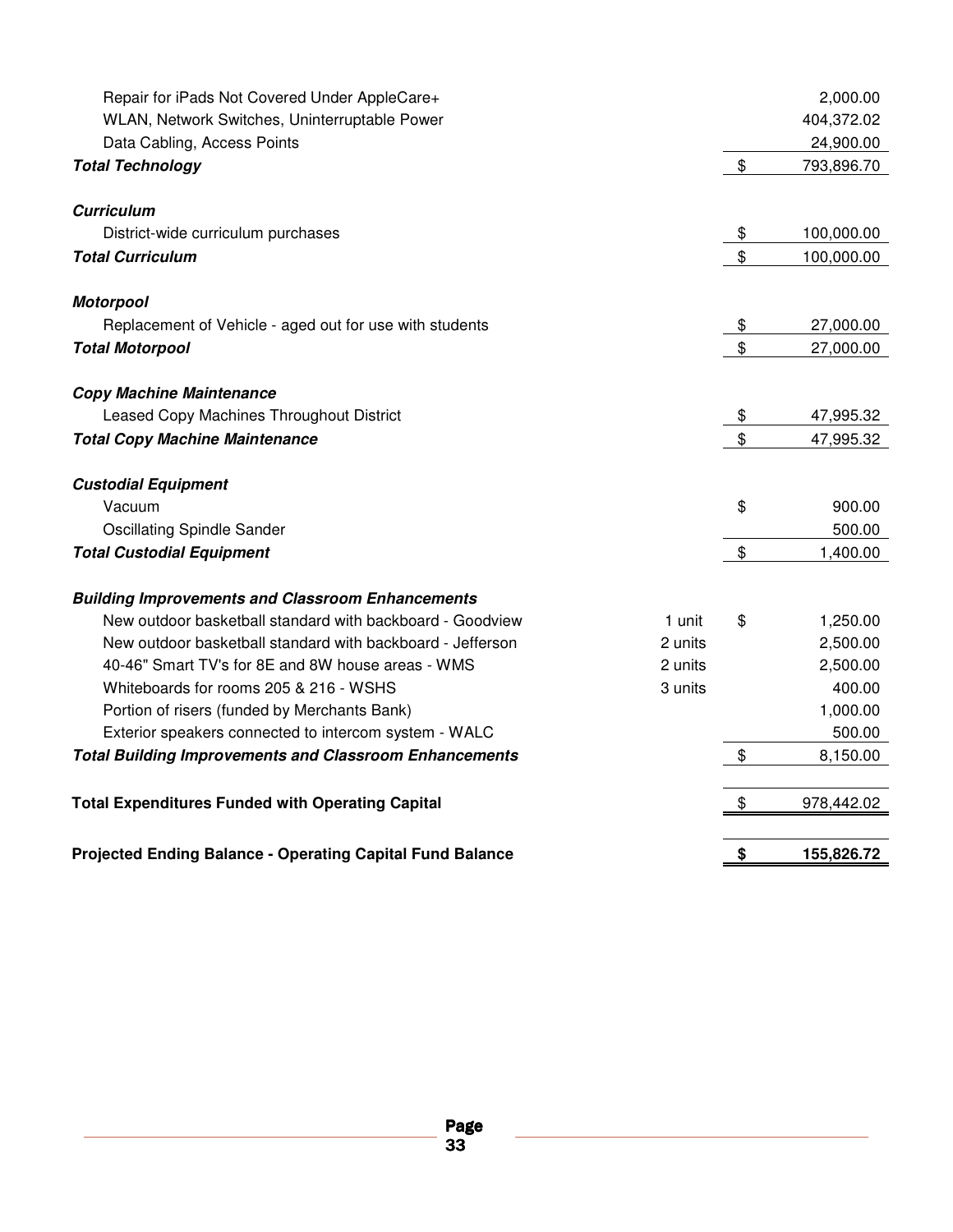| Description | Units | | Amount |
|---|---|---|---|
| Repair for iPads Not Covered Under AppleCare+ | | | 2,000.00 |
| WLAN, Network Switches, Uninterruptable Power | | | 404,372.02 |
| Data Cabling, Access Points | | | 24,900.00 |
| ***Total Technology*** | | $ | 793,896.70 |
| | | | |
| ***Curriculum*** | | | |
| District-wide curriculum purchases | | $ | 100,000.00 |
| ***Total Curriculum*** | | $ | 100,000.00 |
| | | | |
| ***Motorpool*** | | | |
| Replacement of Vehicle - aged out for use with students | | $ | 27,000.00 |
| ***Total Motorpool*** | | $ | 27,000.00 |
| | | | |
| ***Copy Machine Maintenance*** | | | |
| Leased Copy Machines Throughout District | | $ | 47,995.32 |
| ***Total Copy Machine Maintenance*** | | $ | 47,995.32 |
| | | | |
| ***Custodial Equipment*** | | | |
| Vacuum | | $ | 900.00 |
| Oscillating Spindle Sander | | | 500.00 |
| ***Total Custodial Equipment*** | | $ | 1,400.00 |
| | | | |
| ***Building Improvements and Classroom Enhancements*** | | | |
| New outdoor basketball standard with backboard - Goodview | 1 unit | $ | 1,250.00 |
| New outdoor basketball standard with backboard - Jefferson | 2 units | | 2,500.00 |
| 40-46" Smart TV's for 8E and 8W house areas - WMS | 2 units | | 2,500.00 |
| Whiteboards for rooms 205 & 216 - WSHS | 3 units | | 400.00 |
| Portion of risers (funded by Merchants Bank) | | | 1,000.00 |
| Exterior speakers connected to intercom system - WALC | | | 500.00 |
| ***Total Building Improvements and Classroom Enhancements*** | | $ | 8,150.00 |
| | | | |
| **Total Expenditures Funded with Operating Capital** | | $ | 978,442.02 |
| | | | |
| **Projected Ending Balance - Operating Capital Fund Balance** | | **$** | **155,826.72** |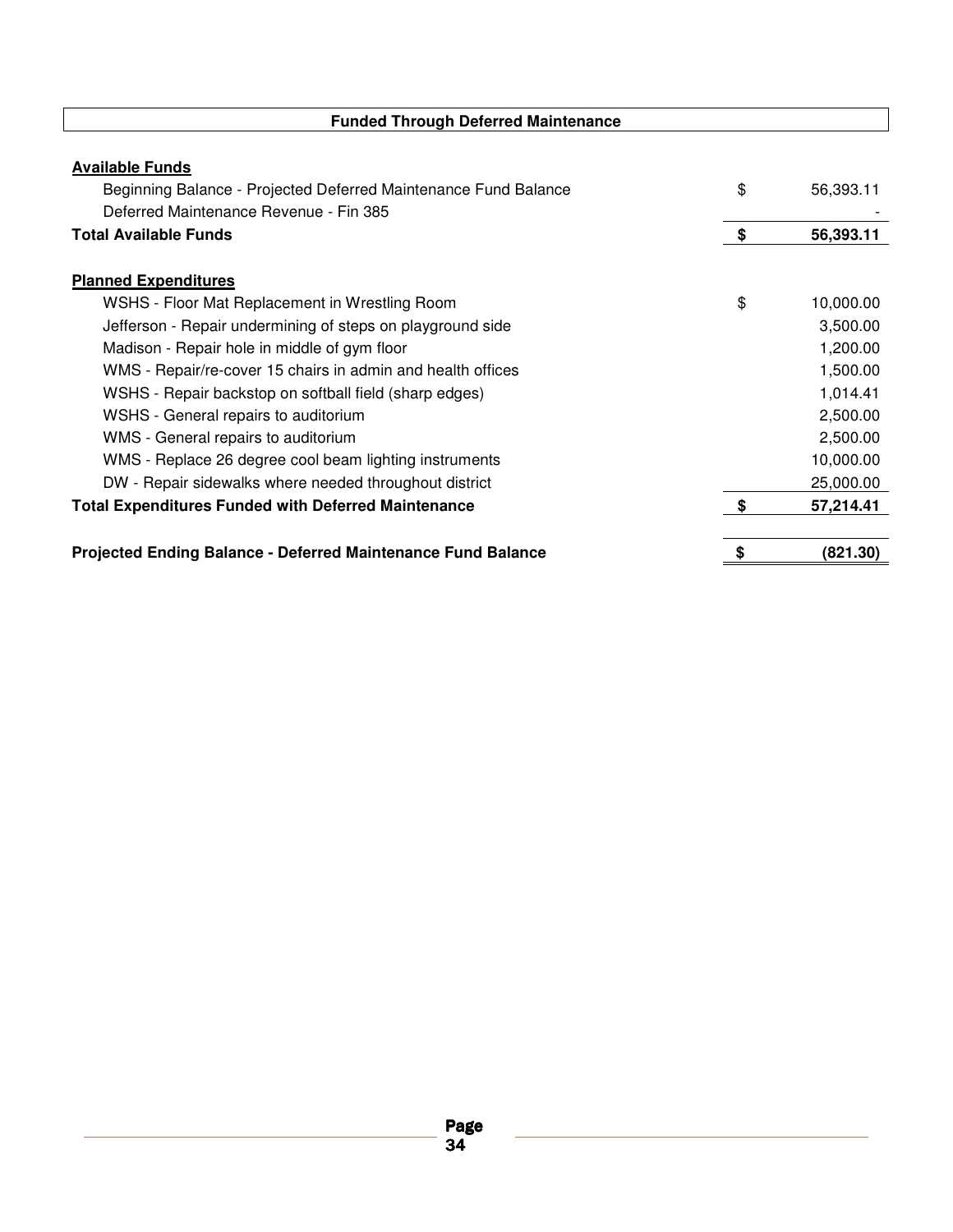## Funded Through Deferred Maintenance

| | | |
|---|---|---|
| **Available Funds** | | |
| Beginning Balance - Projected Deferred Maintenance Fund Balance | $ | 56,393.11 |
| Deferred Maintenance Revenue - Fin 385 | | - |
| **Total Available Funds** | **$** | **56,393.11** |
| | | |
| **Planned Expenditures** | | |
| WSHS - Floor Mat Replacement in Wrestling Room | $ | 10,000.00 |
| Jefferson - Repair undermining of steps on playground side | | 3,500.00 |
| Madison - Repair hole in middle of gym floor | | 1,200.00 |
| WMS - Repair/re-cover 15 chairs in admin and health offices | | 1,500.00 |
| WSHS - Repair backstop on softball field (sharp edges) | | 1,014.41 |
| WSHS - General repairs to auditorium | | 2,500.00 |
| WMS - General repairs to auditorium | | 2,500.00 |
| WMS - Replace 26 degree cool beam lighting instruments | | 10,000.00 |
| DW - Repair sidewalks where needed throughout district | | 25,000.00 |
| **Total Expenditures Funded with Deferred Maintenance** | **$** | **57,214.41** |
| | | |
| **Projected Ending Balance - Deferred Maintenance Fund Balance** | **$** | **(821.30)** |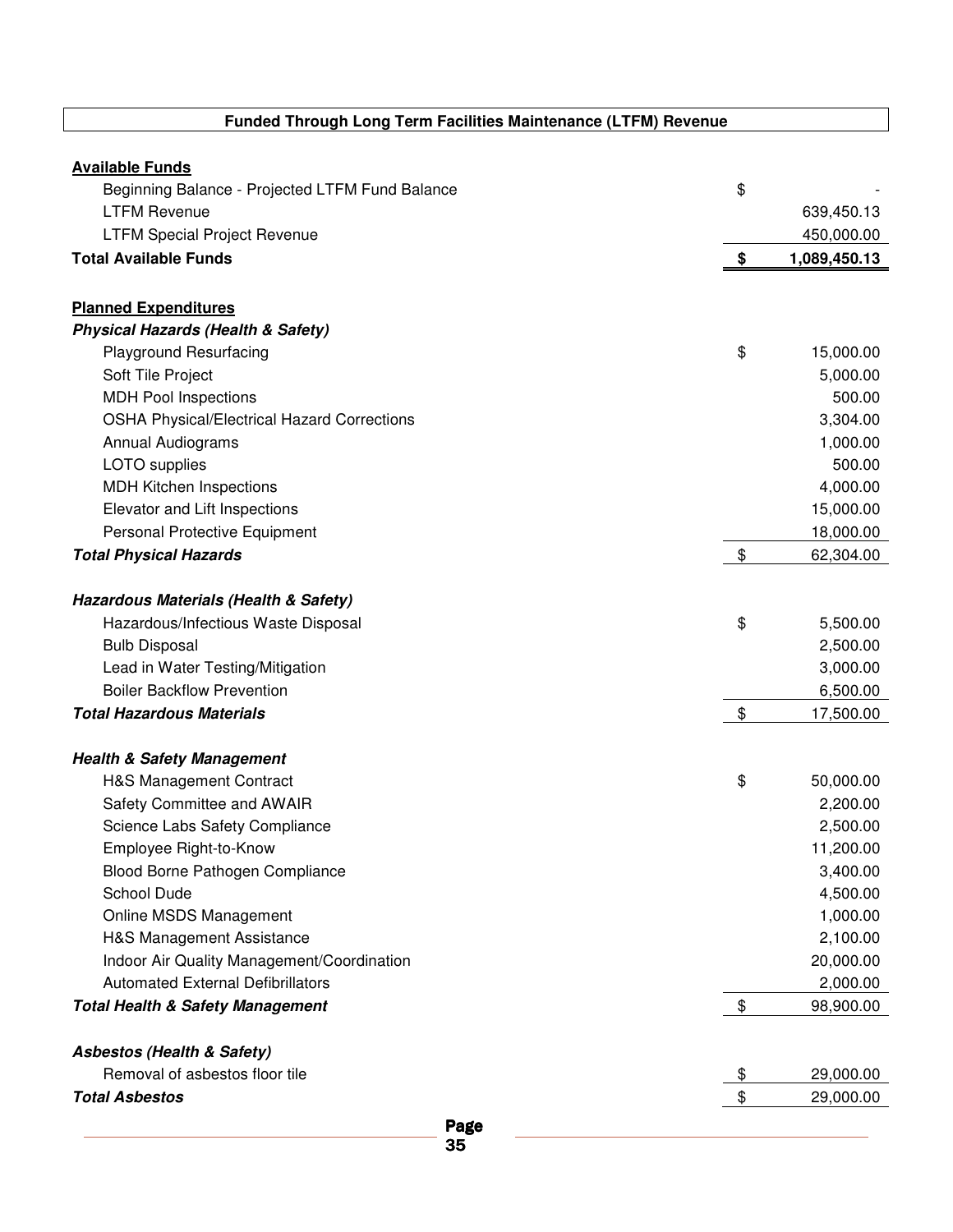## Funded Through Long Term Facilities Maintenance (LTFM) Revenue

| | | |
|---|---|---|
| **Available Funds** | | |
| Beginning Balance - Projected LTFM Fund Balance | $ | - |
| LTFM Revenue | | 639,450.13 |
| LTFM Special Project Revenue | | 450,000.00 |
| **Total Available Funds** | **$** | **1,089,450.13** |
| | | |
| **Planned Expenditures** | | |
| ***Physical Hazards (Health & Safety)*** | | |
| Playground Resurfacing | $ | 15,000.00 |
| Soft Tile Project | | 5,000.00 |
| MDH Pool Inspections | | 500.00 |
| OSHA Physical/Electrical Hazard Corrections | | 3,304.00 |
| Annual Audiograms | | 1,000.00 |
| LOTO supplies | | 500.00 |
| MDH Kitchen Inspections | | 4,000.00 |
| Elevator and Lift Inspections | | 15,000.00 |
| Personal Protective Equipment | | 18,000.00 |
| ***Total Physical Hazards*** | $ | 62,304.00 |
| | | |
| ***Hazardous Materials (Health & Safety)*** | | |
| Hazardous/Infectious Waste Disposal | $ | 5,500.00 |
| Bulb Disposal | | 2,500.00 |
| Lead in Water Testing/Mitigation | | 3,000.00 |
| Boiler Backflow Prevention | | 6,500.00 |
| ***Total Hazardous Materials*** | $ | 17,500.00 |
| | | |
| ***Health & Safety Management*** | | |
| H&S Management Contract | $ | 50,000.00 |
| Safety Committee and AWAIR | | 2,200.00 |
| Science Labs Safety Compliance | | 2,500.00 |
| Employee Right-to-Know | | 11,200.00 |
| Blood Borne Pathogen Compliance | | 3,400.00 |
| School Dude | | 4,500.00 |
| Online MSDS Management | | 1,000.00 |
| H&S Management Assistance | | 2,100.00 |
| Indoor Air Quality Management/Coordination | | 20,000.00 |
| Automated External Defibrillators | | 2,000.00 |
| ***Total Health & Safety Management*** | $ | 98,900.00 |
| | | |
| ***Asbestos (Health & Safety)*** | | |
| Removal of asbestos floor tile | $ | 29,000.00 |
| ***Total Asbestos*** | $ | 29,000.00 |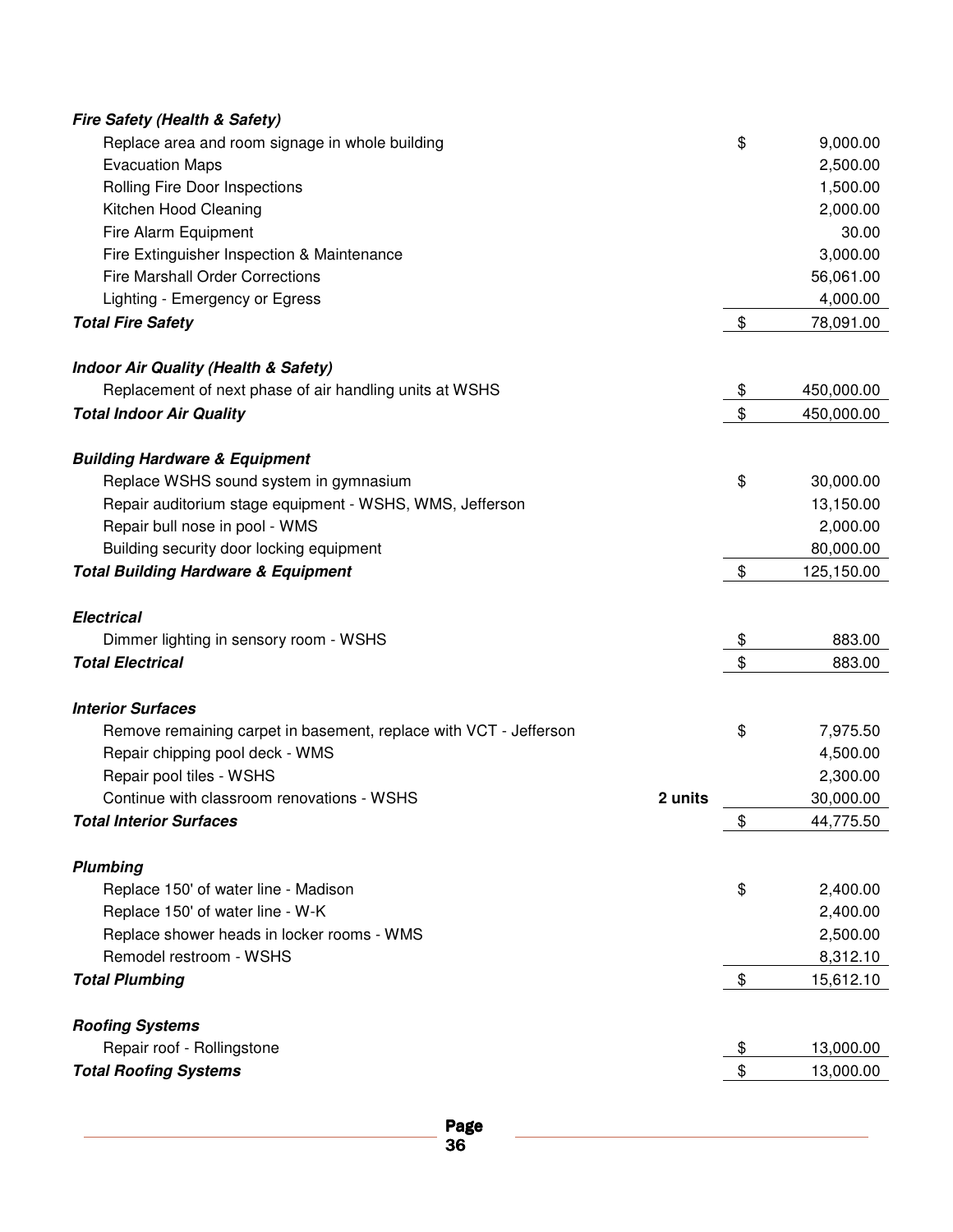| | | | |
|---|---|---|---|
| ***Fire Safety (Health & Safety)*** | | | |
| Replace area and room signage in whole building | | $ | 9,000.00 |
| Evacuation Maps | | | 2,500.00 |
| Rolling Fire Door Inspections | | | 1,500.00 |
| Kitchen Hood Cleaning | | | 2,000.00 |
| Fire Alarm Equipment | | | 30.00 |
| Fire Extinguisher Inspection & Maintenance | | | 3,000.00 |
| Fire Marshall Order Corrections | | | 56,061.00 |
| Lighting - Emergency or Egress | | | 4,000.00 |
| ***Total Fire Safety*** | | $ | 78,091.00 |
| | | | |
| ***Indoor Air Quality (Health & Safety)*** | | | |
| Replacement of next phase of air handling units at WSHS | | $ | 450,000.00 |
| ***Total Indoor Air Quality*** | | $ | 450,000.00 |
| | | | |
| ***Building Hardware & Equipment*** | | | |
| Replace WSHS sound system in gymnasium | | $ | 30,000.00 |
| Repair auditorium stage equipment - WSHS, WMS, Jefferson | | | 13,150.00 |
| Repair bull nose in pool - WMS | | | 2,000.00 |
| Building security door locking equipment | | | 80,000.00 |
| ***Total Building Hardware & Equipment*** | | $ | 125,150.00 |
| | | | |
| ***Electrical*** | | | |
| Dimmer lighting in sensory room - WSHS | | $ | 883.00 |
| ***Total Electrical*** | | $ | 883.00 |
| | | | |
| ***Interior Surfaces*** | | | |
| Remove remaining carpet in basement, replace with VCT - Jefferson | | $ | 7,975.50 |
| Repair chipping pool deck - WMS | | | 4,500.00 |
| Repair pool tiles - WSHS | | | 2,300.00 |
| Continue with classroom renovations - WSHS | **2 units** | | 30,000.00 |
| ***Total Interior Surfaces*** | | $ | 44,775.50 |
| | | | |
| ***Plumbing*** | | | |
| Replace 150' of water line - Madison | | $ | 2,400.00 |
| Replace 150' of water line - W-K | | | 2,400.00 |
| Replace shower heads in locker rooms - WMS | | | 2,500.00 |
| Remodel restroom - WSHS | | | 8,312.10 |
| ***Total Plumbing*** | | $ | 15,612.10 |
| | | | |
| ***Roofing Systems*** | | | |
| Repair roof - Rollingstone | | $ | 13,000.00 |
| ***Total Roofing Systems*** | | $ | 13,000.00 |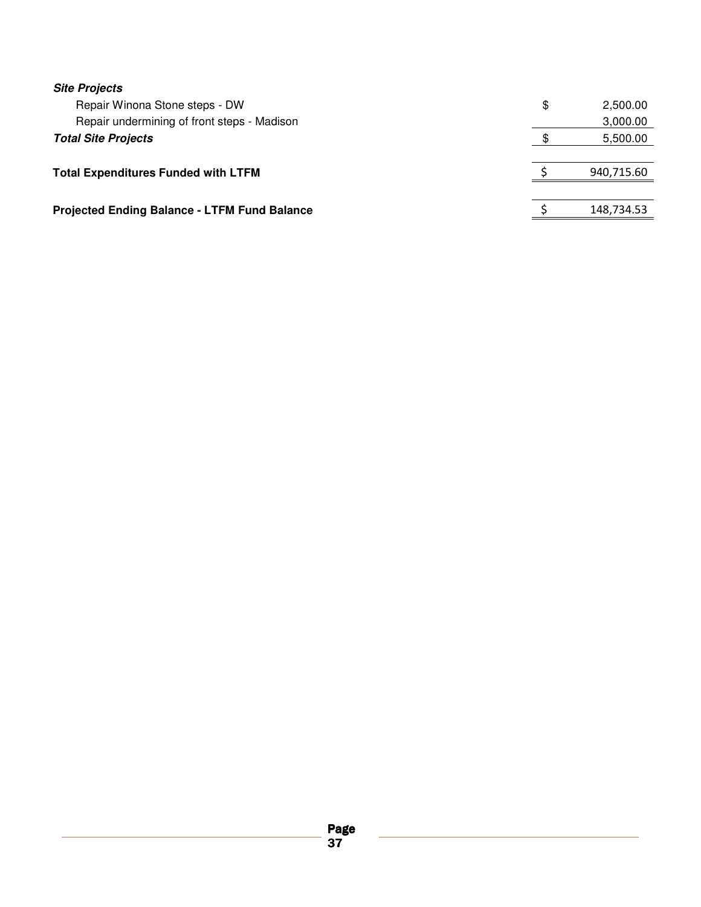| ***Site Projects*** | |
| --- | --- |
| Repair Winona Stone steps - DW | $ 2,500.00 |
| Repair undermining of front steps - Madison | 3,000.00 |
| ***Total Site Projects*** | $ 5,500.00 |
| | |
| **Total Expenditures Funded with LTFM** | $ 940,715.60 |
| | |
| **Projected Ending Balance - LTFM Fund Balance** | $ 148,734.53 |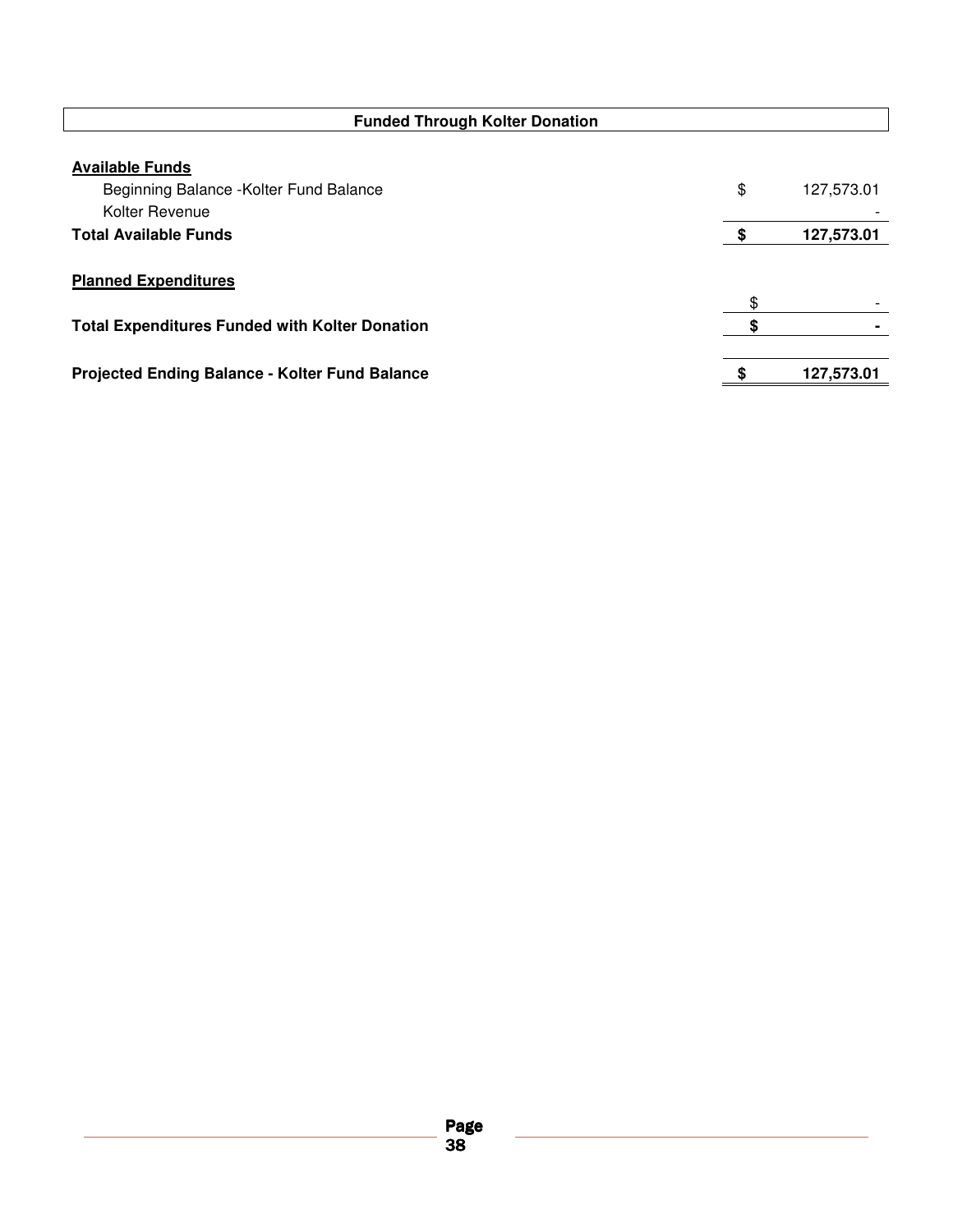| Funded Through Kolter Donation | | |
|---|---|---|
| **Available Funds** | | |
| Beginning Balance -Kolter Fund Balance | $ | 127,573.01 |
| Kolter Revenue | | - |
| **Total Available Funds** | **$** | **127,573.01** |
| **Planned Expenditures** | | |
| | $ | - |
| **Total Expenditures Funded with Kolter Donation** | **$** | **-** |
| **Projected Ending Balance - Kolter Fund Balance** | **$** | **127,573.01** |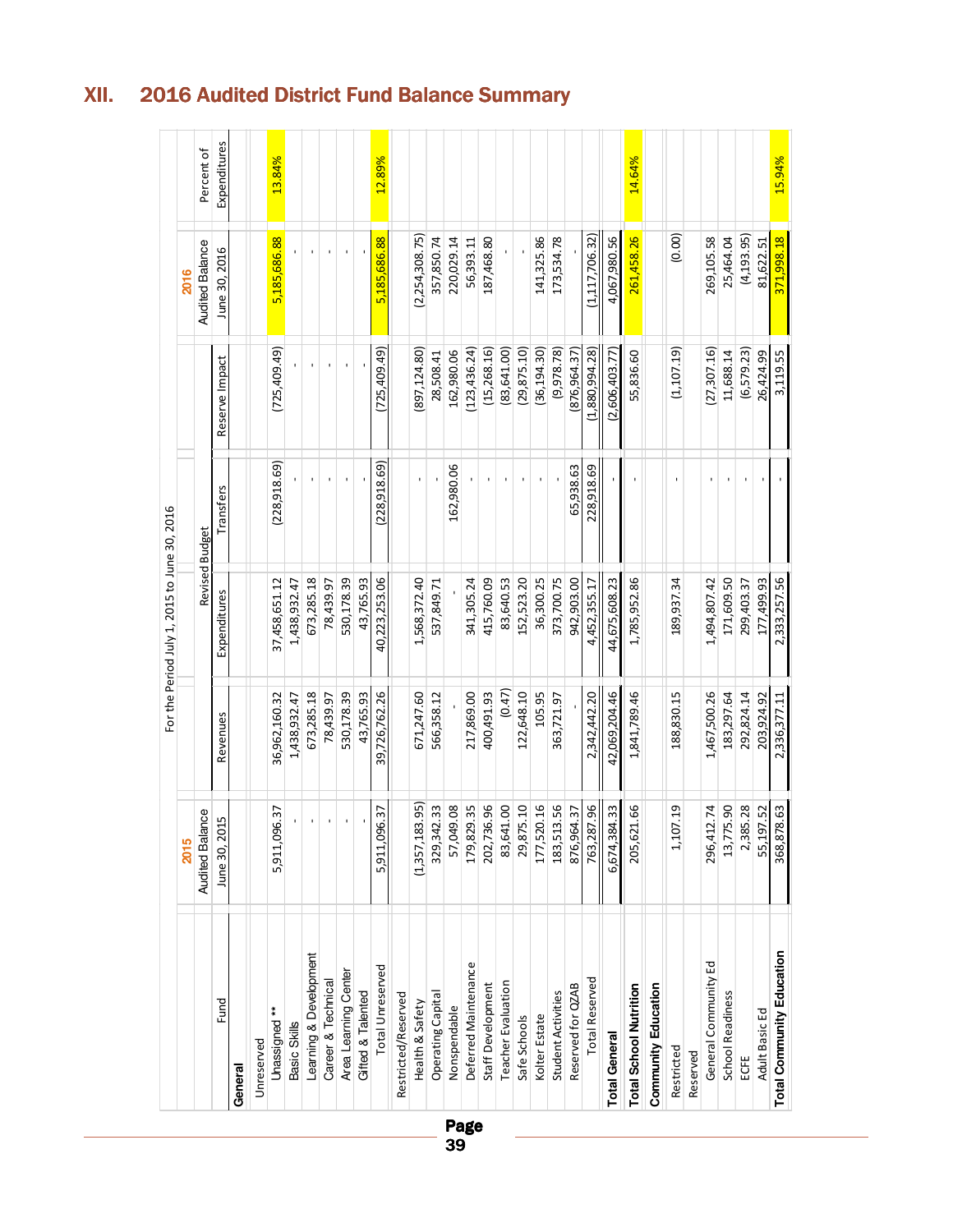# XII. 2016 Audited District Fund Balance Summary

For the Period July 1, 2015 to June 30, 2016

| Fund | 2015 Audited Balance June 30, 2015 | Revised Budget | | | | 2016 Audited Balance June 30, 2016 | Percent of Expenditures |
|---|---|---|---|---|---|---|---|
| | | Revenues | Expenditures | Transfers | Reserve Impact | | |
| **General** | | | | | | | |
| Unreserved | | | | | | | |
| Unassigned ** | 5,911,096.37 | 36,962,160.32 | 37,458,651.12 | (228,918.69) | (725,409.49) | 5,185,686.88 | 13.84% |
| Basic Skills | - | 1,438,932.47 | 1,438,932.47 | - | - | - | |
| Learning & Development | - | 673,285.18 | 673,285.18 | - | - | - | |
| Career & Technical | - | 78,439.97 | 78,439.97 | - | - | - | |
| Area Learning Center | - | 530,178.39 | 530,178.39 | - | - | - | |
| Gifted & Talented | - | 43,765.93 | 43,765.93 | - | - | - | |
| Total Unreserved | 5,911,096.37 | 39,726,762.26 | 40,223,253.06 | (228,918.69) | (725,409.49) | 5,185,686.88 | 12.89% |
| Restricted/Reserved | | | | | | | |
| Health & Safety | (1,357,183.95) | 671,247.60 | 1,568,372.40 | - | (897,124.80) | (2,254,308.75) | |
| Operating Capital | 329,342.33 | 566,358.12 | 537,849.71 | - | 28,508.41 | 357,850.74 | |
| Nonspendable | 57,049.08 | - | - | 162,980.06 | 162,980.06 | 220,029.14 | |
| Deferred Maintenance | 179,829.35 | 217,869.00 | 341,305.24 | - | (123,436.24) | 56,393.11 | |
| Staff Development | 202,736.96 | 400,491.93 | 415,760.09 | - | (15,268.16) | 187,468.80 | |
| Teacher Evaluation | 83,641.00 | (0.47) | 83,640.53 | - | (83,641.00) | - | |
| Safe Schools | 29,875.10 | 122,648.10 | 152,523.20 | - | (29,875.10) | - | |
| Kolter Estate | 177,520.16 | 105.95 | 36,300.25 | - | (36,194.30) | 141,325.86 | |
| Student Activities | 183,513.56 | 363,721.97 | 373,700.75 | - | (9,978.78) | 173,534.78 | |
| Reserved for QZAB | 876,964.37 | - | 942,903.00 | 65,938.63 | (876,964.37) | - | |
| Total Reserved | 763,287.96 | 2,342,442.20 | 4,452,355.17 | 228,918.69 | (1,880,994.28) | (1,117,706.32) | |
| **Total General** | 6,674,384.33 | 42,069,204.46 | 44,675,608.23 | - | (2,606,403.77) | 4,067,980.56 | |
| **Total School Nutrition** | 205,621.66 | 1,841,789.46 | 1,785,952.86 | - | 55,836.60 | 261,458.26 | 14.64% |
| **Community Education** | | | | | | | |
| Restricted | 1,107.19 | 188,830.15 | 189,937.34 | - | (1,107.19) | (0.00) | |
| Reserved | | | | | | | |
| General Community Ed | 296,412.74 | 1,467,500.26 | 1,494,807.42 | - | (27,307.16) | 269,105.58 | |
| School Readiness | 13,775.90 | 183,297.64 | 171,609.50 | - | 11,688.14 | 25,464.04 | |
| ECFE | 2,385.28 | 292,824.14 | 299,403.37 | - | (6,579.23) | (4,193.95) | |
| Adult Basic Ed | 55,197.52 | 203,924.92 | 177,499.93 | - | 26,424.99 | 81,622.51 | |
| **Total Community Education** | 368,878.63 | 2,336,377.11 | 2,333,257.56 | - | 3,119.55 | 371,998.18 | 15.94% |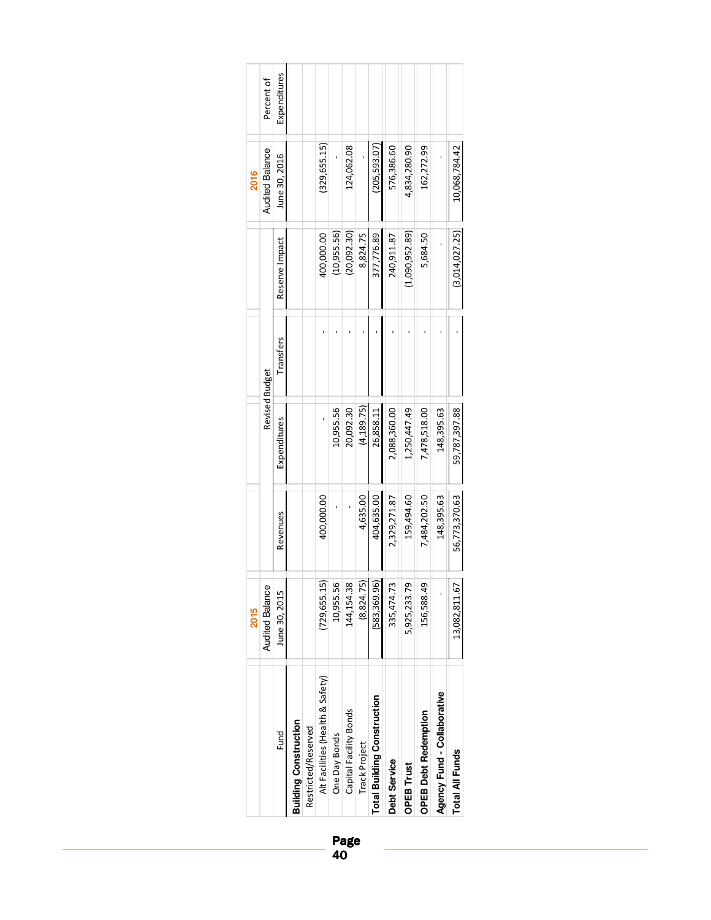| Fund | 2015 Audited Balance June 30, 2015 | Revised Budget Revenues | Revised Budget Expenditures | Revised Budget Transfers | Revised Budget Reserve Impact | 2016 Audited Balance June 30, 2016 | Percent of Expenditures |
|---|---|---|---|---|---|---|---|
| **Building Construction** | | | | | | | |
| Restricted/Reserved | | | | | | | |
| Alt Facilities (Health & Safety) | (729,655.15) | 400,000.00 | - | - | 400,000.00 | (329,655.15) | |
| One Day Bonds | 10,955.56 | - | 10,955.56 | - | (10,955.56) | - | |
| Capital Facility Bonds | 144,154.38 | - | 20,092.30 | - | (20,092.30) | 124,062.08 | |
| Track Project | (8,824.75) | 4,635.00 | (4,189.75) | - | 8,824.75 | - | |
| **Total Building Construction** | (583,369.96) | 404,635.00 | 26,858.11 | - | 377,776.89 | (205,593.07) | |
| **Debt Service** | 335,474.73 | 2,329,271.87 | 2,088,360.00 | - | 240,911.87 | 576,386.60 | |
| **OPEB Trust** | 5,925,233.79 | 159,494.60 | 1,250,447.49 | - | (1,090,952.89) | 4,834,280.90 | |
| **OPEB Debt Redemption** | 156,588.49 | 7,484,202.50 | 7,478,518.00 | - | 5,684.50 | 162,272.99 | |
| **Agency Fund - Collaborative** | - | 148,395.63 | 148,395.63 | - | - | - | |
| **Total All Funds** | 13,082,811.67 | 56,773,370.63 | 59,787,397.88 | - | (3,014,027.25) | 10,068,784.42 | |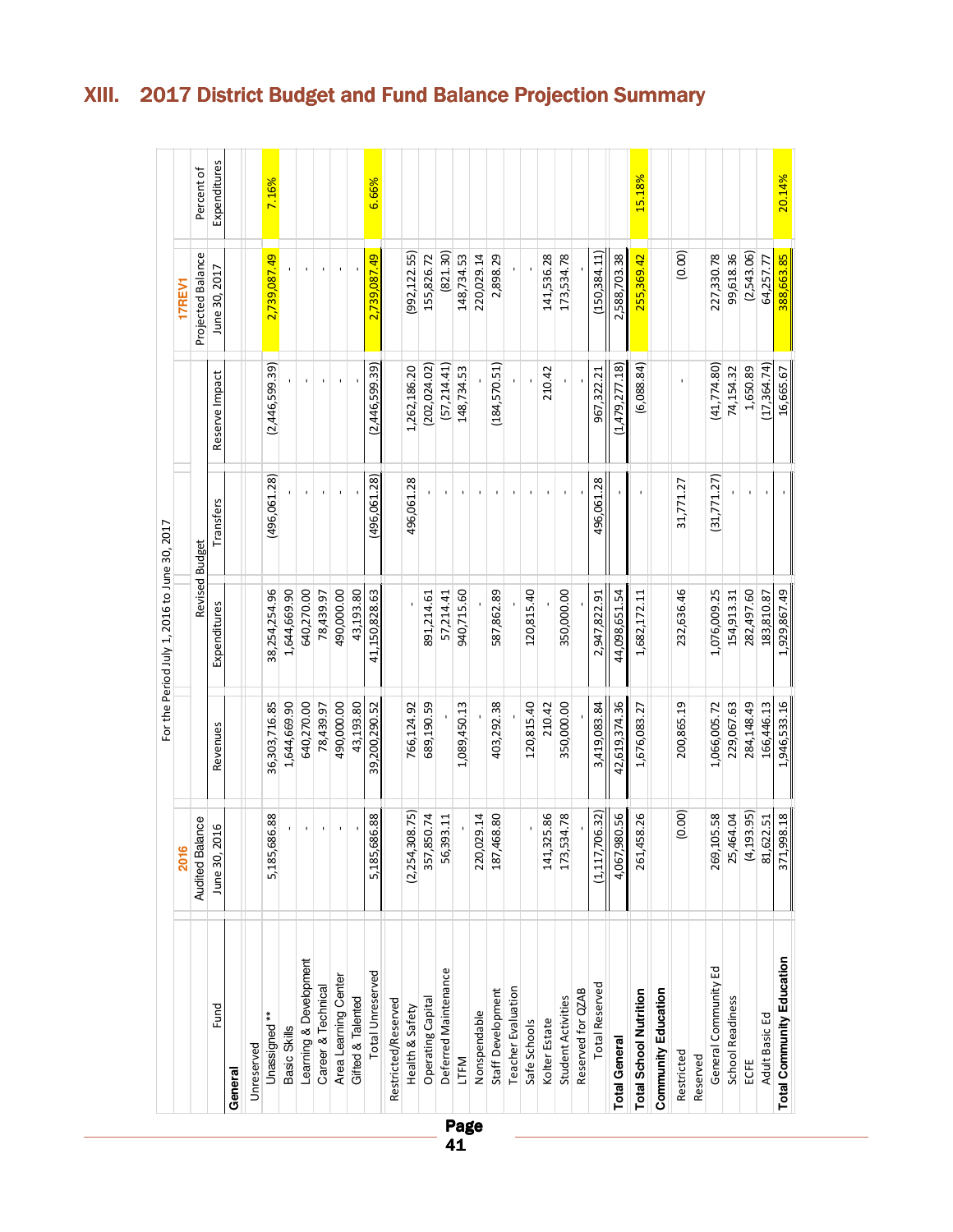# XIII. 2017 District Budget and Fund Balance Projection Summary

For the Period July 1, 2016 to June 30, 2017

| Fund | 2016 Audited Balance June 30, 2016 | Revised Budget Revenues | Revised Budget Expenditures | Revised Budget Transfers | Reserve Impact | 17REV1 Projected Balance June 30, 2017 | Percent of Expenditures |
|---|---|---|---|---|---|---|---|
| **General** | | | | | | | |
| Unreserved | | | | | | | |
| Unassigned ** | 5,185,686.88 | 36,303,716.85 | 38,254,254.96 | (496,061.28) | (2,446,599.39) | 2,739,087.49 | 7.16% |
| Basic Skills | - | 1,644,669.90 | 1,644,669.90 | - | - | - | |
| Learning & Development | - | 640,270.00 | 640,270.00 | - | - | - | |
| Career & Technical | - | 78,439.97 | 78,439.97 | - | - | - | |
| Area Learning Center | - | 490,000.00 | 490,000.00 | - | - | - | |
| Gifted & Talented | - | 43,193.80 | 43,193.80 | - | - | - | |
| Total Unreserved | 5,185,686.88 | 39,200,290.52 | 41,150,828.63 | (496,061.28) | (2,446,599.39) | 2,739,087.49 | 6.66% |
| Restricted/Reserved | | | | | | | |
| Health & Safety | (2,254,308.75) | 766,124.92 | - | 496,061.28 | 1,262,186.20 | (992,122.55) | |
| Operating Capital | 357,850.74 | 689,190.59 | 891,214.61 | - | (202,024.02) | 155,826.72 | |
| Deferred Maintenance | 56,393.11 | - | 57,214.41 | - | (57,214.41) | (821.30) | |
| LTFM | - | 1,089,450.13 | 940,715.60 | - | 148,734.53 | 148,734.53 | |
| Nonspendable | 220,029.14 | - | - | - | - | 220,029.14 | |
| Staff Development | 187,468.80 | 403,292.38 | 587,862.89 | - | (184,570.51) | 2,898.29 | |
| Teacher Evaluation | | - | - | - | - | - | |
| Safe Schools | - | 120,815.40 | 120,815.40 | - | - | - | |
| Kolter Estate | 141,325.86 | 210.42 | - | - | 210.42 | 141,536.28 | |
| Student Activities | 173,534.78 | 350,000.00 | 350,000.00 | - | - | 173,534.78 | |
| Reserved for QZAB | - | - | - | - | - | - | |
| Total Reserved | (1,117,706.32) | 3,419,083.84 | 2,947,822.91 | 496,061.28 | 967,322.21 | (150,384.11) | |
| **Total General** | 4,067,980.56 | 42,619,374.36 | 44,098,651.54 | - | (1,479,277.18) | 2,588,703.38 | |
| **Total School Nutrition** | 261,458.26 | 1,676,083.27 | 1,682,172.11 | - | (6,088.84) | 255,369.42 | 15.18% |
| **Community Education** | | | | | | | |
| Restricted | (0.00) | 200,865.19 | 232,636.46 | 31,771.27 | - | (0.00) | |
| Reserved | | | | | | | |
| General Community Ed | 269,105.58 | 1,066,005.72 | 1,076,009.25 | (31,771.27) | (41,774.80) | 227,330.78 | |
| School Readiness | 25,464.04 | 229,067.63 | 154,913.31 | - | 74,154.32 | 99,618.36 | |
| ECFE | (4,193.95) | 284,148.49 | 282,497.60 | - | 1,650.89 | (2,543.06) | |
| Adult Basic Ed | 81,622.51 | 166,446.13 | 183,810.87 | - | (17,364.74) | 64,257.77 | |
| **Total Community Education** | 371,998.18 | 1,946,533.16 | 1,929,867.49 | - | 16,665.67 | 388,663.85 | 20.14% |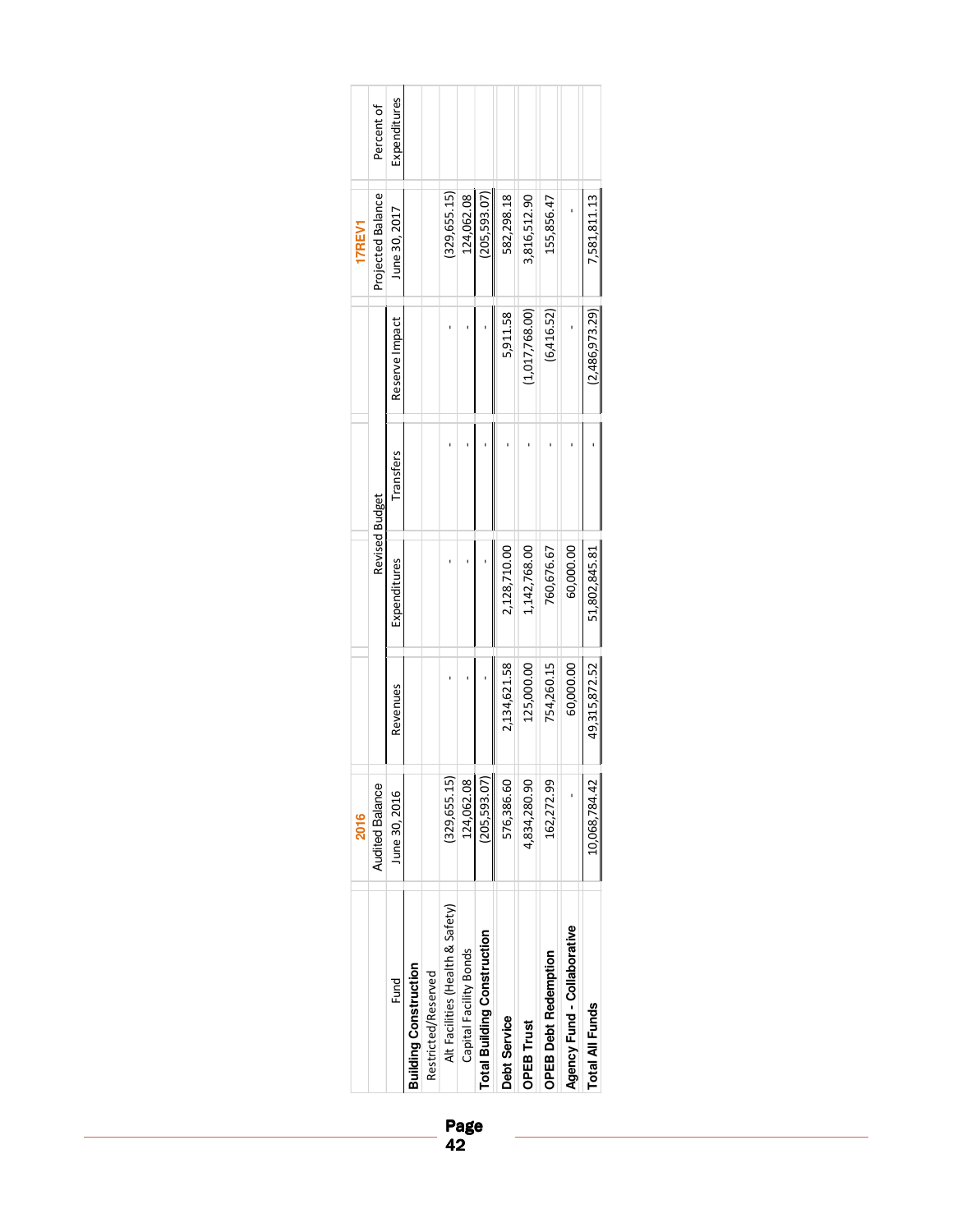| Fund | 2016 Audited Balance June 30, 2016 | Revised Budget Revenues | Expenditures | Transfers | Reserve Impact | 17REV1 Projected Balance June 30, 2017 | Percent of Expenditures |
|---|---|---|---|---|---|---|---|
| **Building Construction** | | | | | | | |
| Restricted/Reserved | | | | | | | |
| Alt Facilities (Health & Safety) | (329,655.15) | - | - | - | - | (329,655.15) | |
| Capital Facility Bonds | 124,062.08 | - | - | - | - | 124,062.08 | |
| **Total Building Construction** | (205,593.07) | - | - | - | - | (205,593.07) | |
| **Debt Service** | 576,386.60 | 2,134,621.58 | 2,128,710.00 | - | 5,911.58 | 582,298.18 | |
| **OPEB Trust** | 4,834,280.90 | 125,000.00 | 1,142,768.00 | - | (1,017,768.00) | 3,816,512.90 | |
| **OPEB Debt Redemption** | 162,272.99 | 754,260.15 | 760,676.67 | - | (6,416.52) | 155,856.47 | |
| **Agency Fund - Collaborative** | - | 60,000.00 | 60,000.00 | - | - | - | |
| **Total All Funds** | 10,068,784.42 | 49,315,872.52 | 51,802,845.81 | - | (2,486,973.29) | 7,581,811.13 | |